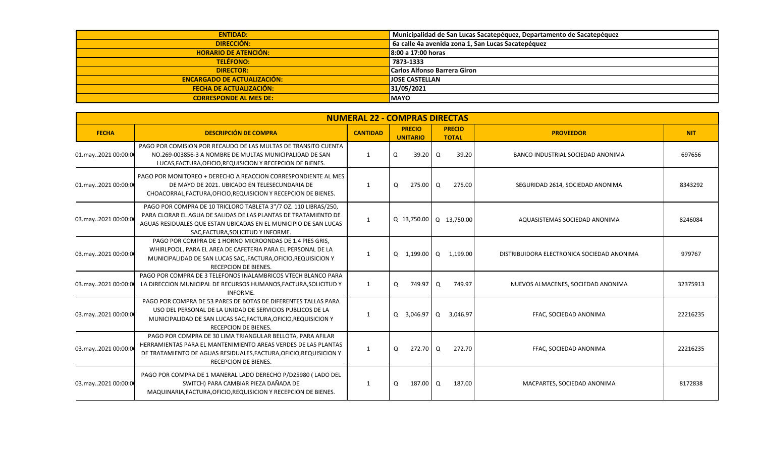| ENTIDAD: | Municipalidad de San Lucas Sacatepéquez, Departamento de Sacatepéquez |
|---|---|
| DIRECCIÓN: | 6a calle 4a avenida zona 1, San Lucas Sacatepéquez |
| HORARIO DE ATENCIÓN: | 8:00 a 17:00 horas |
| TELÉFONO: | 7873-1333 |
| DIRECTOR: | Carlos Alfonso Barrera Giron |
| ENCARGADO DE ACTUALIZACIÓN: | JOSE CASTELLAN |
| FECHA DE ACTUALIZACIÓN: | 31/05/2021 |
| CORRESPONDE AL MES DE: | MAYO |

## NUMERAL 22 - COMPRAS DIRECTAS

| FECHA | DESCRIPCIÓN DE COMPRA | CANTIDAD | PRECIO UNITARIO | PRECIO TOTAL | PROVEEDOR | NIT |
|---|---|---|---|---|---|---|
| 01.may..2021 00:00:00 | PAGO POR COMISION POR RECAUDO DE LAS MULTAS DE TRANSITO CUENTA NO.269-003856-3 A NOMBRE DE MULTAS MUNICIPALIDAD DE SAN LUCAS,FACTURA,OFICIO,REQUISICION Y RECEPCION DE BIENES. | 1 | Q 39.20 | Q 39.20 | BANCO INDUSTRIAL SOCIEDAD ANONIMA | 697656 |
| 01.may..2021 00:00:00 | PAGO POR MONITOREO + DERECHO A REACCION CORRESPONDIENTE AL MES DE MAYO DE 2021. UBICADO EN TELESECUNDARIA DE CHOACORRAL,FACTURA,OFICIO,REQUISICION Y RECEPCION DE BIENES. | 1 | Q 275.00 | Q 275.00 | SEGURIDAD 2614, SOCIEDAD ANONIMA | 8343292 |
| 03.may..2021 00:00:00 | PAGO POR COMPRA DE 10 TRICLORO TABLETA 3"/7 OZ. 110 LIBRAS/250, PARA CLORAR EL AGUA DE SALIDAS DE LAS PLANTAS DE TRATAMIENTO DE AGUAS RESIDUALES QUE ESTAN UBICADAS EN EL MUNICIPIO DE SAN LUCAS SAC,FACTURA,SOLICITUD Y INFORME. | 1 | Q 13,750.00 | Q 13,750.00 | AQUASISTEMAS SOCIEDAD ANONIMA | 8246084 |
| 03.may..2021 00:00:00 | PAGO POR COMPRA DE 1 HORNO MICROONDAS DE 1.4 PIES GRIS, WHIRLPOOL, PARA EL AREA DE CAFETERIA PARA EL PERSONAL DE LA MUNICIPALIDAD DE SAN LUCAS SAC,.FACTURA,OFICIO,REQUISICION Y RECEPCION DE BIENES. | 1 | Q 1,199.00 | Q 1,199.00 | DISTRIBUIDORA ELECTRONICA SOCIEDAD ANONIMA | 979767 |
| 03.may..2021 00:00:00 | PAGO POR COMPRA DE 3 TELEFONOS INALAMBRICOS VTECH BLANCO PARA LA DIRECCION MUNICIPAL DE RECURSOS HUMANOS,FACTURA,SOLICITUD Y INFORME. | 1 | Q 749.97 | Q 749.97 | NUEVOS ALMACENES, SOCIEDAD ANONIMA | 32375913 |
| 03.may..2021 00:00:00 | PAGO POR COMPRA DE 53 PARES DE BOTAS DE DIFERENTES TALLAS PARA USO DEL PERSONAL DE LA UNIDAD DE SERVICIOS PUBLICOS DE LA MUNICIPALIDAD DE SAN LUCAS SAC,FACTURA,OFICIO,REQUISICION Y RECEPCION DE BIENES. | 1 | Q 3,046.97 | Q 3,046.97 | FFAC, SOCIEDAD ANONIMA | 22216235 |
| 03.may..2021 00:00:00 | PAGO POR COMPRA DE 30 LIMA TRIANGULAR BELLOTA, PARA AFILAR HERRAMIENTAS PARA EL MANTENIMIENTO AREAS VERDES DE LAS PLANTAS DE TRATAMIENTO DE AGUAS RESIDUALES,FACTURA,OFICIO,REQUISICION Y RECEPCION DE BIENES. | 1 | Q 272.70 | Q 272.70 | FFAC, SOCIEDAD ANONIMA | 22216235 |
| 03.may..2021 00:00:00 | PAGO POR COMPRA DE 1 MANERAL LADO DERECHO P/D25980 ( LADO DEL SWITCH) PARA CAMBIAR PIEZA DAÑADA DE MAQUINARIA,FACTURA,OFICIO,REQUISICION Y RECEPCION DE BIENES. | 1 | Q 187.00 | Q 187.00 | MACPARTES, SOCIEDAD ANONIMA | 8172838 |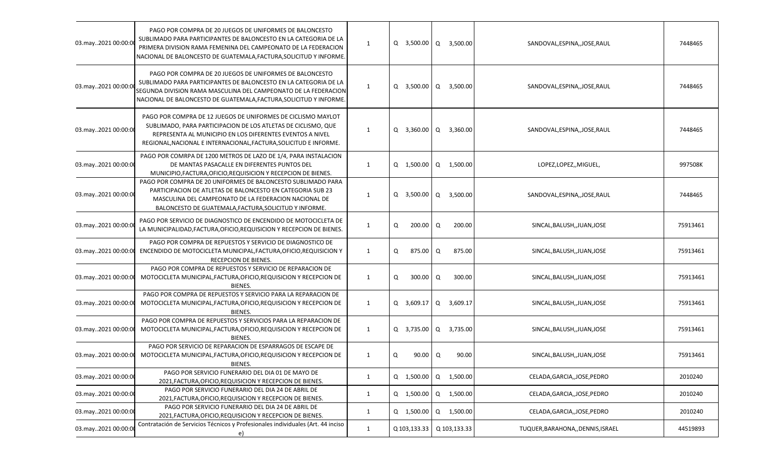| | | | | | | |
|---|---|---|---|---|---|---|
| 03.may..2021 00:00:0 | PAGO POR COMPRA DE 20 JUEGOS DE UNIFORMES DE BALONCESTO SUBLIMADO PARA PARTICIPANTES DE BALONCESTO EN LA CATEGORIA DE LA PRIMERA DIVISION RAMA FEMENINA DEL CAMPEONATO DE LA FEDERACION NACIONAL DE BALONCESTO DE GUATEMALA,FACTURA,SOLICITUD Y INFORME. | 1 | Q 3,500.00 | Q 3,500.00 | SANDOVAL,ESPINA,,JOSE,RAUL | 7448465 |
| 03.may..2021 00:00:0 | PAGO POR COMPRA DE 20 JUEGOS DE UNIFORMES DE BALONCESTO SUBLIMADO PARA PARTICIPANTES DE BALONCESTO EN LA CATEGORIA DE LA SEGUNDA DIVISION RAMA MASCULINA DEL CAMPEONATO DE LA FEDERACION NACIONAL DE BALONCESTO DE GUATEMALA,FACTURA,SOLICITUD Y INFORME. | 1 | Q 3,500.00 | Q 3,500.00 | SANDOVAL,ESPINA,,JOSE,RAUL | 7448465 |
| 03.may..2021 00:00:0 | PAGO POR COMPRA DE 12 JUEGOS DE UNIFORMES DE CICLISMO MAYLOT SUBLIMADO, PARA PARTICIPACION DE LOS ATLETAS DE CICLISMO, QUE REPRESENTA AL MUNICIPIO EN LOS DIFERENTES EVENTOS A NIVEL REGIONAL,NACIONAL E INTERNACIONAL,FACTURA,SOLICITUD E INFORME. | 1 | Q 3,360.00 | Q 3,360.00 | SANDOVAL,ESPINA,,JOSE,RAUL | 7448465 |
| 03.may..2021 00:00:0 | PAGO POR COMRPA DE 1200 METROS DE LAZO DE 1/4, PARA INSTALACION DE MANTAS PASACALLE EN DIFERENTES PUNTOS DEL MUNICIPIO,FACTURA,OFICIO,REQUISICION Y RECEPCION DE BIENES. | 1 | Q 1,500.00 | Q 1,500.00 | LOPEZ,LOPEZ,,MIGUEL, | 997508K |
| 03.may..2021 00:00:0 | PAGO POR COMPRA DE 20 UNIFORMES DE BALONCESTO SUBLIMADO PARA PARTICIPACION DE ATLETAS DE BALONCESTO EN CATEGORIA SUB 23 MASCULINA DEL CAMPEONATO DE LA FEDERACION NACIONAL DE BALONCESTO DE GUATEMALA,FACTURA,SOLICITUD Y INFORME. | 1 | Q 3,500.00 | Q 3,500.00 | SANDOVAL,ESPINA,,JOSE,RAUL | 7448465 |
| 03.may..2021 00:00:0 | PAGO POR SERVICIO DE DIAGNOSTICO DE ENCENDIDO DE MOTOCICLETA DE LA MUNICIPALIDAD,FACTURA,OFICIO,REQUISICION Y RECEPCION DE BIENES. | 1 | Q 200.00 | Q 200.00 | SINCAL,BALUSH,,JUAN,JOSE | 75913461 |
| 03.may..2021 00:00:0 | PAGO POR COMPRA DE REPUESTOS Y SERVICIO DE DIAGNOSTICO DE ENCENDIDO DE MOTOCICLETA MUNICIPAL,FACTURA,OFICIO,REQUISICION Y RECEPCION DE BIENES. | 1 | Q 875.00 | Q 875.00 | SINCAL,BALUSH,,JUAN,JOSE | 75913461 |
| 03.may..2021 00:00:0 | PAGO POR COMPRA DE REPUESTOS Y SERVICIO DE REPARACION DE MOTOCICLETA MUNICIPAL,FACTURA,OFICIO,REQUISICION Y RECEPCION DE BIENES. | 1 | Q 300.00 | Q 300.00 | SINCAL,BALUSH,,JUAN,JOSE | 75913461 |
| 03.may..2021 00:00:0 | PAGO POR COMPRA DE REPUESTOS Y SERVICIO PARA LA REPARACION DE MOTOCICLETA MUNICIPAL,FACTURA,OFICIO,REQUISICION Y RECEPCION DE BIENES. | 1 | Q 3,609.17 | Q 3,609.17 | SINCAL,BALUSH,,JUAN,JOSE | 75913461 |
| 03.may..2021 00:00:0 | PAGO POR COMPRA DE REPUESTOS Y SERVICIOS PARA LA REPARACION DE MOTOCICLETA MUNICIPAL,FACTURA,OFICIO,REQUISICION Y RECEPCION DE BIENES. | 1 | Q 3,735.00 | Q 3,735.00 | SINCAL,BALUSH,,JUAN,JOSE | 75913461 |
| 03.may..2021 00:00:0 | PAGO POR SERVICIO DE REPARACION DE ESPARRAGOS DE ESCAPE DE MOTOCICLETA MUNICIPAL,FACTURA,OFICIO,REQUISICION Y RECEPCION DE BIENES. | 1 | Q 90.00 | Q 90.00 | SINCAL,BALUSH,,JUAN,JOSE | 75913461 |
| 03.may..2021 00:00:0 | PAGO POR SERVICIO FUNERARIO DEL DIA 01 DE MAYO DE 2021,FACTURA,OFICIO,REQUISICION Y RECEPCION DE BIENES. | 1 | Q 1,500.00 | Q 1,500.00 | CELADA,GARCIA,,JOSE,PEDRO | 2010240 |
| 03.may..2021 00:00:0 | PAGO POR SERVICIO FUNERARIO DEL DIA 24 DE ABRIL DE 2021,FACTURA,OFICIO,REQUISICION Y RECEPCION DE BIENES. | 1 | Q 1,500.00 | Q 1,500.00 | CELADA,GARCIA,,JOSE,PEDRO | 2010240 |
| 03.may..2021 00:00:0 | PAGO POR SERVICIO FUNERARIO DEL DIA 24 DE ABRIL DE 2021,FACTURA,OFICIO,REQUISICION Y RECEPCION DE BIENES. | 1 | Q 1,500.00 | Q 1,500.00 | CELADA,GARCIA,,JOSE,PEDRO | 2010240 |
| 03.may..2021 00:00:0 | Contratación de Servicios Técnicos y Profesionales individuales (Art. 44 inciso e) | 1 | Q 103,133.33 | Q 103,133.33 | TUQUER,BARAHONA,,DENNIS,ISRAEL | 44519893 |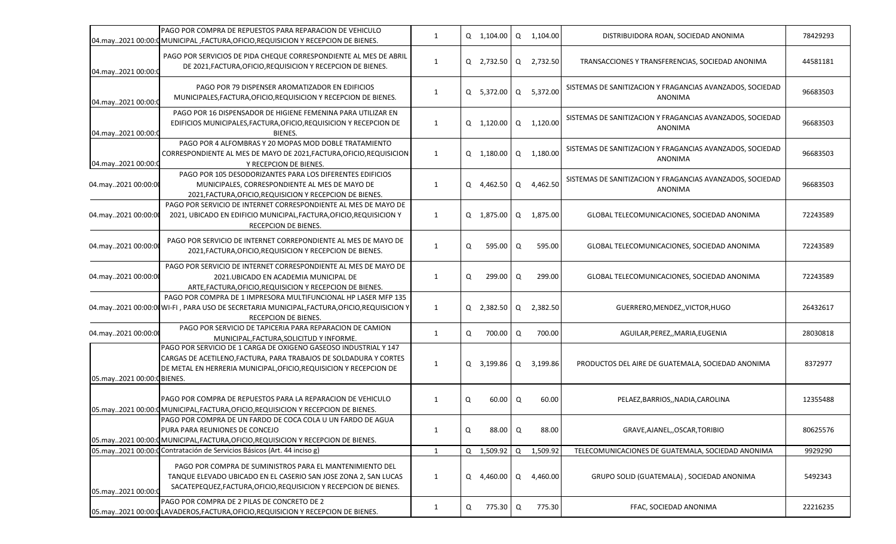| | | | | | | |
|---|---|---|---|---|---|---|
| 04.may..2021 00:00:0 | PAGO POR COMPRA DE REPUESTOS PARA REPARACION DE VEHICULO MUNICIPAL ,FACTURA,OFICIO,REQUISICION Y RECEPCION DE BIENES. | 1 | Q 1,104.00 | Q 1,104.00 | DISTRIBUIDORA ROAN, SOCIEDAD ANONIMA | 78429293 |
| 04.may..2021 00:00:0 | PAGO POR SERVICIOS DE PIDA CHEQUE CORRESPONDIENTE AL MES DE ABRIL DE 2021,FACTURA,OFICIO,REQUISICION Y RECEPCION DE BIENES. | 1 | Q 2,732.50 | Q 2,732.50 | TRANSACCIONES Y TRANSFERENCIAS, SOCIEDAD ANONIMA | 44581181 |
| 04.may..2021 00:00:0 | PAGO POR 79 DISPENSER AROMATIZADOR EN EDIFICIOS MUNICIPALES,FACTURA,OFICIO,REQUISICION Y RECEPCION DE BIENES. | 1 | Q 5,372.00 | Q 5,372.00 | SISTEMAS DE SANITIZACION Y FRAGANCIAS AVANZADOS, SOCIEDAD ANONIMA | 96683503 |
| 04.may..2021 00:00:0 | PAGO POR 16 DISPENSADOR DE HIGIENE FEMENINA PARA UTILIZAR EN EDIFICIOS MUNICIPALES,FACTURA,OFICIO,REQUISICION Y RECEPCION DE BIENES. | 1 | Q 1,120.00 | Q 1,120.00 | SISTEMAS DE SANITIZACION Y FRAGANCIAS AVANZADOS, SOCIEDAD ANONIMA | 96683503 |
| 04.may..2021 00:00:0 | PAGO POR 4 ALFOMBRAS Y 20 MOPAS MOD DOBLE TRATAMIENTO CORRESPONDIENTE AL MES DE MAYO DE 2021,FACTURA,OFICIO,REQUISICION Y RECEPCION DE BIENES. | 1 | Q 1,180.00 | Q 1,180.00 | SISTEMAS DE SANITIZACION Y FRAGANCIAS AVANZADOS, SOCIEDAD ANONIMA | 96683503 |
| 04.may..2021 00:00:0 | PAGO POR 105 DESODORIZANTES PARA LOS DIFERENTES EDIFICIOS MUNICIPALES, CORRESPONDIENTE AL MES DE MAYO DE 2021,FACTURA,OFICIO,REQUISICION Y RECEPCION DE BIENES. | 1 | Q 4,462.50 | Q 4,462.50 | SISTEMAS DE SANITIZACION Y FRAGANCIAS AVANZADOS, SOCIEDAD ANONIMA | 96683503 |
| 04.may..2021 00:00:0 | PAGO POR SERVICIO DE INTERNET CORRESPONDIENTE AL MES DE MAYO DE 2021, UBICADO EN EDIFICIO MUNICIPAL,FACTURA,OFICIO,REQUISICION Y RECEPCION DE BIENES. | 1 | Q 1,875.00 | Q 1,875.00 | GLOBAL TELECOMUNICACIONES, SOCIEDAD ANONIMA | 72243589 |
| 04.may..2021 00:00:0 | PAGO POR SERVICIO DE INTERNET CORREPONDIENTE AL MES DE MAYO DE 2021,FACTURA,OFICIO,REQUISICION Y RECEPCION DE BIENES. | 1 | Q 595.00 | Q 595.00 | GLOBAL TELECOMUNICACIONES, SOCIEDAD ANONIMA | 72243589 |
| 04.may..2021 00:00:0 | PAGO POR SERVICIO DE INTERNET CORRESPONDIENTE AL MES DE MAYO DE 2021.UBICADO EN ACADEMIA MUNICIPAL DE ARTE,FACTURA,OFICIO,REQUISICION Y RECEPCION DE BIENES. | 1 | Q 299.00 | Q 299.00 | GLOBAL TELECOMUNICACIONES, SOCIEDAD ANONIMA | 72243589 |
| 04.may..2021 00:00:0 | PAGO POR COMPRA DE 1 IMPRESORA MULTIFUNCIONAL HP LASER MFP 135 WI-FI , PARA USO DE SECRETARIA MUNICIPAL,FACTURA,OFICIO,REQUISICION Y RECEPCION DE BIENES. | 1 | Q 2,382.50 | Q 2,382.50 | GUERRERO,MENDEZ,,VICTOR,HUGO | 26432617 |
| 04.may..2021 00:00:0 | PAGO POR SERVICIO DE TAPICERIA PARA REPARACION DE CAMION MUNICIPAL,FACTURA,SOLICITUD Y INFORME. | 1 | Q 700.00 | Q 700.00 | AGUILAR,PEREZ,,MARIA,EUGENIA | 28030818 |
| 05.may..2021 00:00:0 | PAGO POR SERVICIO DE 1 CARGA DE OXIGENO GASEOSO INDUSTRIAL Y 147 CARGAS DE ACETILENO,FACTURA, PARA TRABAJOS DE SOLDADURA Y CORTES DE METAL EN HERRERIA MUNICIPAL,OFICIO,REQUISICION Y RECEPCION DE BIENES. | 1 | Q 3,199.86 | Q 3,199.86 | PRODUCTOS DEL AIRE DE GUATEMALA, SOCIEDAD ANONIMA | 8372977 |
| 05.may..2021 00:00:0 | PAGO POR COMPRA DE REPUESTOS PARA LA REPARACION DE VEHICULO MUNICIPAL,FACTURA,OFICIO,REQUISICION Y RECEPCION DE BIENES. | 1 | Q 60.00 | Q 60.00 | PELAEZ,BARRIOS,,NADIA,CAROLINA | 12355488 |
| 05.may..2021 00:00:0 | PAGO POR COMPRA DE UN FARDO DE COCA COLA U UN FARDO DE AGUA PURA PARA REUNIONES DE CONCEJO MUNICIPAL,FACTURA,OFICIO,REQUISICION Y RECEPCION DE BIENES. | 1 | Q 88.00 | Q 88.00 | GRAVE,AJANEL,,OSCAR,TORIBIO | 80625576 |
| 05.may..2021 00:00:0 | Contratación de Servicios Básicos (Art. 44 inciso g) | 1 | Q 1,509.92 | Q 1,509.92 | TELECOMUNICACIONES DE GUATEMALA, SOCIEDAD ANONIMA | 9929290 |
| 05.may..2021 00:00:0 | PAGO POR COMPRA DE SUMINISTROS PARA EL MANTENIMIENTO DEL TANQUE ELEVADO UBICADO EN EL CASERIO SAN JOSE ZONA 2, SAN LUCAS SACATEPEQUEZ,FACTURA,OFICIO,REQUISICION Y RECEPCION DE BIENES. | 1 | Q 4,460.00 | Q 4,460.00 | GRUPO SOLID (GUATEMALA) , SOCIEDAD ANONIMA | 5492343 |
| 05.may..2021 00:00:0 | PAGO POR COMPRA DE 2 PILAS DE CONCRETO DE 2 LAVADEROS,FACTURA,OFICIO,REQUISICION Y RECEPCION DE BIENES. | 1 | Q 775.30 | Q 775.30 | FFAC, SOCIEDAD ANONIMA | 22216235 |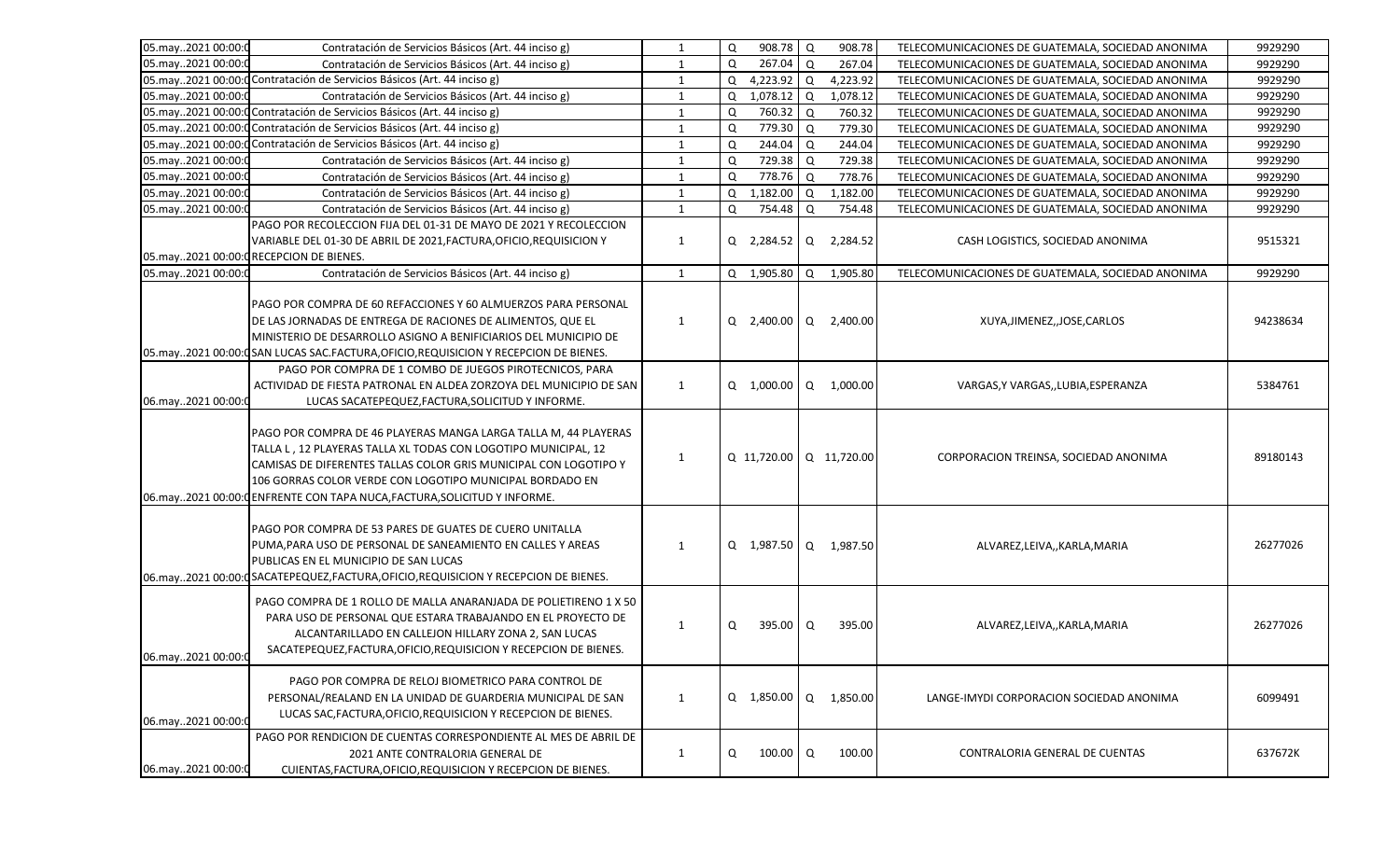| | | | | | | |
|---|---|---|---|---|---|---|
| 05.may..2021 00:00:0 | Contratación de Servicios Básicos (Art. 44 inciso g) | 1 | Q 908.78 | Q 908.78 | TELECOMUNICACIONES DE GUATEMALA, SOCIEDAD ANONIMA | 9929290 |
| 05.may..2021 00:00:0 | Contratación de Servicios Básicos (Art. 44 inciso g) | 1 | Q 267.04 | Q 267.04 | TELECOMUNICACIONES DE GUATEMALA, SOCIEDAD ANONIMA | 9929290 |
| 05.may..2021 00:00:0 | Contratación de Servicios Básicos (Art. 44 inciso g) | 1 | Q 4,223.92 | Q 4,223.92 | TELECOMUNICACIONES DE GUATEMALA, SOCIEDAD ANONIMA | 9929290 |
| 05.may..2021 00:00:0 | Contratación de Servicios Básicos (Art. 44 inciso g) | 1 | Q 1,078.12 | Q 1,078.12 | TELECOMUNICACIONES DE GUATEMALA, SOCIEDAD ANONIMA | 9929290 |
| 05.may..2021 00:00:0 | Contratación de Servicios Básicos (Art. 44 inciso g) | 1 | Q 760.32 | Q 760.32 | TELECOMUNICACIONES DE GUATEMALA, SOCIEDAD ANONIMA | 9929290 |
| 05.may..2021 00:00:0 | Contratación de Servicios Básicos (Art. 44 inciso g) | 1 | Q 779.30 | Q 779.30 | TELECOMUNICACIONES DE GUATEMALA, SOCIEDAD ANONIMA | 9929290 |
| 05.may..2021 00:00:0 | Contratación de Servicios Básicos (Art. 44 inciso g) | 1 | Q 244.04 | Q 244.04 | TELECOMUNICACIONES DE GUATEMALA, SOCIEDAD ANONIMA | 9929290 |
| 05.may..2021 00:00:0 | Contratación de Servicios Básicos (Art. 44 inciso g) | 1 | Q 729.38 | Q 729.38 | TELECOMUNICACIONES DE GUATEMALA, SOCIEDAD ANONIMA | 9929290 |
| 05.may..2021 00:00:0 | Contratación de Servicios Básicos (Art. 44 inciso g) | 1 | Q 778.76 | Q 778.76 | TELECOMUNICACIONES DE GUATEMALA, SOCIEDAD ANONIMA | 9929290 |
| 05.may..2021 00:00:0 | Contratación de Servicios Básicos (Art. 44 inciso g) | 1 | Q 1,182.00 | Q 1,182.00 | TELECOMUNICACIONES DE GUATEMALA, SOCIEDAD ANONIMA | 9929290 |
| 05.may..2021 00:00:0 | Contratación de Servicios Básicos (Art. 44 inciso g) | 1 | Q 754.48 | Q 754.48 | TELECOMUNICACIONES DE GUATEMALA, SOCIEDAD ANONIMA | 9929290 |
| 05.may..2021 00:00:0 | PAGO POR RECOLECCION FIJA DEL 01-31 DE MAYO DE 2021 Y RECOLECCION VARIABLE DEL 01-30 DE ABRIL DE 2021,FACTURA,OFICIO,REQUISICION Y RECEPCION DE BIENES. | 1 | Q 2,284.52 | Q 2,284.52 | CASH LOGISTICS, SOCIEDAD ANONIMA | 9515321 |
| 05.may..2021 00:00:0 | Contratación de Servicios Básicos (Art. 44 inciso g) | 1 | Q 1,905.80 | Q 1,905.80 | TELECOMUNICACIONES DE GUATEMALA, SOCIEDAD ANONIMA | 9929290 |
| 05.may..2021 00:00:0 | PAGO POR COMPRA DE 60 REFACCIONES Y 60 ALMUERZOS PARA PERSONAL DE LAS JORNADAS DE ENTREGA DE RACIONES DE ALIMENTOS, QUE EL MINISTERIO DE DESARROLLO ASIGNO A BENIFICIARIOS DEL MUNICIPIO DE SAN LUCAS SAC.FACTURA,OFICIO,REQUISICION Y RECEPCION DE BIENES. | 1 | Q 2,400.00 | Q 2,400.00 | XUYA,JIMENEZ,,JOSE,CARLOS | 94238634 |
| 06.may..2021 00:00:0 | PAGO POR COMPRA DE 1 COMBO DE JUEGOS PIROTECNICOS, PARA ACTIVIDAD DE FIESTA PATRONAL EN ALDEA ZORZOYA DEL MUNICIPIO DE SAN LUCAS SACATEPEQUEZ,FACTURA,SOLICITUD Y INFORME. | 1 | Q 1,000.00 | Q 1,000.00 | VARGAS,Y VARGAS,,LUBIA,ESPERANZA | 5384761 |
| 06.may..2021 00:00:0 | PAGO POR COMPRA DE 46 PLAYERAS MANGA LARGA TALLA M, 44 PLAYERAS TALLA L , 12 PLAYERAS TALLA XL TODAS CON LOGOTIPO MUNICIPAL, 12 CAMISAS DE DIFERENTES TALLAS COLOR GRIS MUNICIPAL CON LOGOTIPO Y 106 GORRAS COLOR VERDE CON LOGOTIPO MUNICIPAL BORDADO EN ENFRENTE CON TAPA NUCA,FACTURA,SOLICITUD Y INFORME. | 1 | Q 11,720.00 | Q 11,720.00 | CORPORACION TREINSA, SOCIEDAD ANONIMA | 89180143 |
| 06.may..2021 00:00:0 | PAGO POR COMPRA DE 53 PARES DE GUATES DE CUERO UNITALLA PUMA,PARA USO DE PERSONAL DE SANEAMIENTO EN CALLES Y AREAS PUBLICAS EN EL MUNICIPIO DE SAN LUCAS SACATEPEQUEZ,FACTURA,OFICIO,REQUISICION Y RECEPCION DE BIENES. | 1 | Q 1,987.50 | Q 1,987.50 | ALVAREZ,LEIVA,,KARLA,MARIA | 26277026 |
| 06.may..2021 00:00:0 | PAGO COMPRA DE 1 ROLLO DE MALLA ANARANJADA DE POLIETIRENO 1 X 50 PARA USO DE PERSONAL QUE ESTARA TRABAJANDO EN EL PROYECTO DE ALCANTARILLADO EN CALLEJON HILLARY ZONA 2, SAN LUCAS SACATEPEQUEZ,FACTURA,OFICIO,REQUISICION Y RECEPCION DE BIENES. | 1 | Q 395.00 | Q 395.00 | ALVAREZ,LEIVA,,KARLA,MARIA | 26277026 |
| 06.may..2021 00:00:0 | PAGO POR COMPRA DE RELOJ BIOMETRICO PARA CONTROL DE PERSONAL/REALAND EN LA UNIDAD DE GUARDERIA MUNICIPAL DE SAN LUCAS SAC,FACTURA,OFICIO,REQUISICION Y RECEPCION DE BIENES. | 1 | Q 1,850.00 | Q 1,850.00 | LANGE-IMYDI CORPORACION SOCIEDAD ANONIMA | 6099491 |
| 06.may..2021 00:00:0 | PAGO POR RENDICION DE CUENTAS CORRESPONDIENTE AL MES DE ABRIL DE 2021 ANTE CONTRALORIA GENERAL DE CUIENTAS,FACTURA,OFICIO,REQUISICION Y RECEPCION DE BIENES. | 1 | Q 100.00 | Q 100.00 | CONTRALORIA GENERAL DE CUENTAS | 637672K |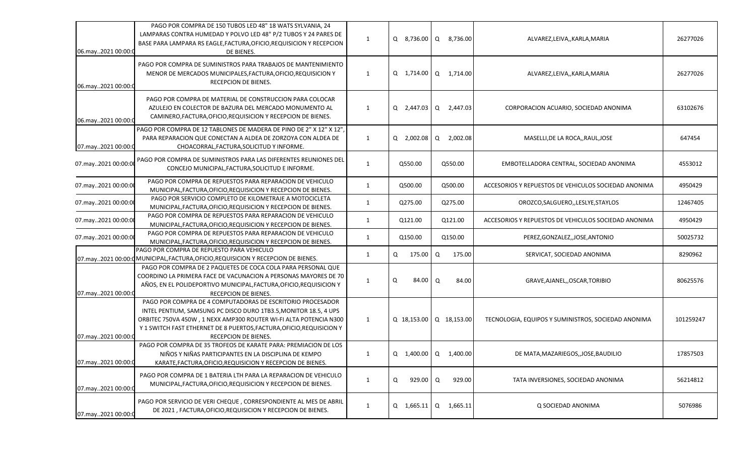| | | | | | | |
|---|---|---|---|---|---|---|
| 06.may..2021 00:00:0 | PAGO POR COMPRA DE 150 TUBOS LED 48" 18 WATS SYLVANIA, 24 LAMPARAS CONTRA HUMEDAD Y POLVO LED 48" P/2 TUBOS Y 24 PARES DE BASE PARA LAMPARA RS EAGLE,FACTURA,OFICIO,REQUISICION Y RECEPCION DE BIENES. | 1 | Q 8,736.00 | Q 8,736.00 | ALVAREZ,LEIVA,,KARLA,MARIA | 26277026 |
| 06.may..2021 00:00:0 | PAGO POR COMPRA DE SUMINISTROS PARA TRABAJOS DE MANTENIMIENTO MENOR DE MERCADOS MUNICIPALES,FACTURA,OFICIO,REQUISICION Y RECEPCION DE BIENES. | 1 | Q 1,714.00 | Q 1,714.00 | ALVAREZ,LEIVA,,KARLA,MARIA | 26277026 |
| 06.may..2021 00:00:0 | PAGO POR COMPRA DE MATERIAL DE CONSTRUCCION PARA COLOCAR AZULEJO EN COLECTOR DE BAZURA DEL MERCADO MONUMENTO AL CAMINERO,FACTURA,OFICIO,REQUISICION Y RECEPCION DE BIENES. | 1 | Q 2,447.03 | Q 2,447.03 | CORPORACION ACUARIO, SOCIEDAD ANONIMA | 63102676 |
| 07.may..2021 00:00:0 | PAGO POR COMPRA DE 12 TABLONES DE MADERA DE PINO DE 2" X 12" X 12", PARA REPARACION QUE CONECTAN A ALDEA DE ZORZOYA CON ALDEA DE CHOACORRAL,FACTURA,SOLICITUD Y INFORME. | 1 | Q 2,002.08 | Q 2,002.08 | MASELLI,DE LA ROCA,,RAUL,JOSE | 647454 |
| 07.may..2021 00:00:00 | PAGO POR COMPRA DE SUMINISTROS PARA LAS DIFERENTES REUNIONES DEL CONCEJO MUNICIPAL,FACTURA,SOLICITUD E INFORME. | 1 | Q550.00 | Q550.00 | EMBOTELLADORA CENTRAL, SOCIEDAD ANONIMA | 4553012 |
| 07.may..2021 00:00:00 | PAGO POR COMPRA DE REPUESTOS PARA REPARACION DE VEHICULO MUNICIPAL,FACTURA,OFICIO,REQUISICION Y RECEPCION DE BIENES. | 1 | Q500.00 | Q500.00 | ACCESORIOS Y REPUESTOS DE VEHICULOS SOCIEDAD ANONIMA | 4950429 |
| 07.may..2021 00:00:00 | PAGO POR SERVICIO COMPLETO DE KILOMETRAJE A MOTOCICLETA MUNICIPAL,FACTURA,OFICIO,REQUISICION Y RECEPCION DE BIENES. | 1 | Q275.00 | Q275.00 | OROZCO,SALGUERO,,LESLYE,STAYLOS | 12467405 |
| 07.may..2021 00:00:00 | PAGO POR COMPRA DE REPUESTOS PARA REPARACION DE VEHICULO MUNICIPAL,FACTURA,OFICIO,REQUISICION Y RECEPCION DE BIENES. | 1 | Q121.00 | Q121.00 | ACCESORIOS Y REPUESTOS DE VEHICULOS SOCIEDAD ANONIMA | 4950429 |
| 07.may..2021 00:00:00 | PAGO POR COMPRA DE REPUESTOS PARA REPARACION DE VEHICULO MUNICIPAL,FACTURA,OFICIO,REQUISICION Y RECEPCION DE BIENES. | 1 | Q150.00 | Q150.00 | PEREZ,GONZALEZ,,JOSE,ANTONIO | 50025732 |
| 07.may..2021 00:00:0 | PAGO POR COMPRA DE REPUESTO PARA VEHICULO MUNICIPAL,FACTURA,OFICIO,REQUISICION Y RECEPCION DE BIENES. | 1 | Q 175.00 | Q 175.00 | SERVICAT, SOCIEDAD ANONIMA | 8290962 |
| 07.may..2021 00:00:0 | PAGO POR COMPRA DE 2 PAQUETES DE COCA COLA PARA PERSONAL QUE COORDINO LA PRIMERA FACE DE VACUNACION A PERSONAS MAYORES DE 70 AÑOS, EN EL POLIDEPORTIVO MUNICIPAL,FACTURA,OFICIO,REQUISICION Y RECEPCION DE BIENES. | 1 | Q 84.00 | Q 84.00 | GRAVE,AJANEL,,OSCAR,TORIBIO | 80625576 |
| 07.may..2021 00:00:0 | PAGO POR COMPRA DE 4 COMPUTADORAS DE ESCRITORIO PROCESADOR INTEL PENTIUM, SAMSUNG PC DISCO DURO 1TB3.5,MONITOR 18.5, 4 UPS ORBITEC 750VA 450W , 1 NEXX AMP300 ROUTER WI-FI ALTA POTENCIA N300 Y 1 SWITCH FAST ETHERNET DE 8 PUERTOS,FACTURA,OFICIO,REQUISICION Y RECEPCION DE BIENES. | 1 | Q 18,153.00 | Q 18,153.00 | TECNOLOGIA, EQUIPOS Y SUMINISTROS, SOCIEDAD ANONIMA | 101259247 |
| 07.may..2021 00:00:0 | PAGO POR COMPRA DE 35 TROFEOS DE KARATE PARA: PREMIACION DE LOS NIÑOS Y NIÑAS PARTICIPANTES EN LA DISCIPLINA DE KEMPO KARATE,FACTURA,OFICIO,REQUISICION Y RECEPCION DE BIENES. | 1 | Q 1,400.00 | Q 1,400.00 | DE MATA,MAZARIEGOS,,JOSE,BAUDILIO | 17857503 |
| 07.may..2021 00:00:0 | PAGO POR COMPRA DE 1 BATERIA LTH PARA LA REPARACION DE VEHICULO MUNICIPAL,FACTURA,OFICIO,REQUISICION Y RECEPCION DE BIENES. | 1 | Q 929.00 | Q 929.00 | TATA INVERSIONES, SOCIEDAD ANONIMA | 56214812 |
| 07.may..2021 00:00:0 | PAGO POR SERVICIO DE VERI CHEQUE , CORRESPONDIENTE AL MES DE ABRIL DE 2021 , FACTURA,OFICIO,REQUISICION Y RECEPCION DE BIENES. | 1 | Q 1,665.11 | Q 1,665.11 | Q SOCIEDAD ANONIMA | 5076986 |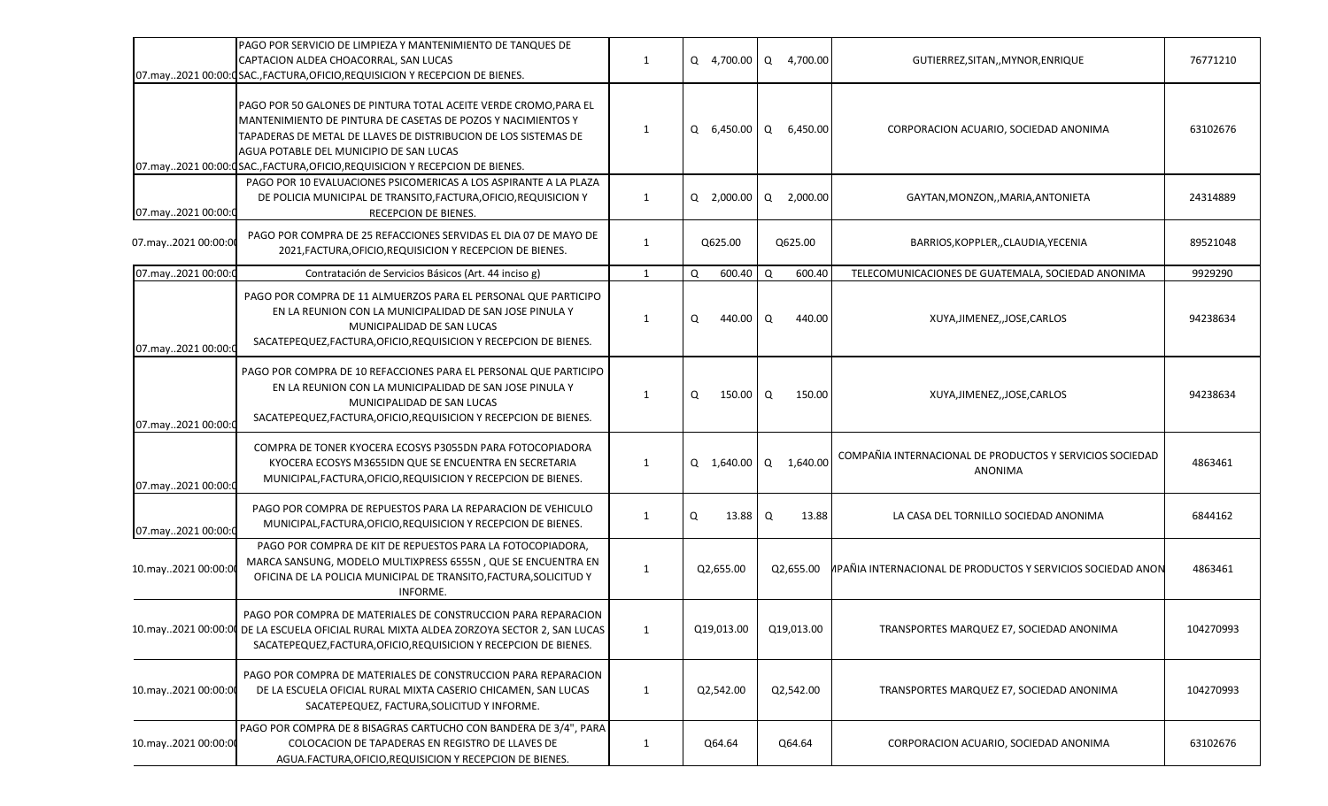| | | | | | | |
|---|---|---|---|---|---|---|
| 07.may..2021 00:00:0 | PAGO POR SERVICIO DE LIMPIEZA Y MANTENIMIENTO DE TANQUES DE CAPTACION ALDEA CHOACORRAL, SAN LUCAS SAC.,FACTURA,OFICIO,REQUISICION Y RECEPCION DE BIENES. | 1 | Q 4,700.00 | Q 4,700.00 | GUTIERREZ,SITAN,,MYNOR,ENRIQUE | 76771210 |
| 07.may..2021 00:00:0 | PAGO POR 50 GALONES DE PINTURA TOTAL ACEITE VERDE CROMO,PARA EL MANTENIMIENTO DE PINTURA DE CASETAS DE POZOS Y NACIMIENTOS Y TAPADERAS DE METAL DE LLAVES DE DISTRIBUCION DE LOS SISTEMAS DE AGUA POTABLE DEL MUNICIPIO DE SAN LUCAS SAC.,FACTURA,OFICIO,REQUISICION Y RECEPCION DE BIENES. | 1 | Q 6,450.00 | Q 6,450.00 | CORPORACION ACUARIO, SOCIEDAD ANONIMA | 63102676 |
| 07.may..2021 00:00:0 | PAGO POR 10 EVALUACIONES PSICOMERICAS A LOS ASPIRANTE A LA PLAZA DE POLICIA MUNICIPAL DE TRANSITO,FACTURA,OFICIO,REQUISICION Y RECEPCION DE BIENES. | 1 | Q 2,000.00 | Q 2,000.00 | GAYTAN,MONZON,,MARIA,ANTONIETA | 24314889 |
| 07.may..2021 00:00:00 | PAGO POR COMPRA DE 25 REFACCIONES SERVIDAS EL DIA 07 DE MAYO DE 2021,FACTURA,OFICIO,REQUISICION Y RECEPCION DE BIENES. | 1 | Q625.00 | Q625.00 | BARRIOS,KOPPLER,,CLAUDIA,YECENIA | 89521048 |
| 07.may..2021 00:00:0 | Contratación de Servicios Básicos (Art. 44 inciso g) | 1 | Q 600.40 | Q 600.40 | TELECOMUNICACIONES DE GUATEMALA, SOCIEDAD ANONIMA | 9929290 |
| 07.may..2021 00:00:0 | PAGO POR COMPRA DE 11 ALMUERZOS PARA EL PERSONAL QUE PARTICIPO EN LA REUNION CON LA MUNICIPALIDAD DE SAN JOSE PINULA Y MUNICIPALIDAD DE SAN LUCAS SACATEPEQUEZ,FACTURA,OFICIO,REQUISICION Y RECEPCION DE BIENES. | 1 | Q 440.00 | Q 440.00 | XUYA,JIMENEZ,,JOSE,CARLOS | 94238634 |
| 07.may..2021 00:00:0 | PAGO POR COMPRA DE 10 REFACCIONES PARA EL PERSONAL QUE PARTICIPO EN LA REUNION CON LA MUNICIPALIDAD DE SAN JOSE PINULA Y MUNICIPALIDAD DE SAN LUCAS SACATEPEQUEZ,FACTURA,OFICIO,REQUISICION Y RECEPCION DE BIENES. | 1 | Q 150.00 | Q 150.00 | XUYA,JIMENEZ,,JOSE,CARLOS | 94238634 |
| 07.may..2021 00:00:0 | COMPRA DE TONER KYOCERA ECOSYS P3055DN PARA FOTOCOPIADORA KYOCERA ECOSYS M3655IDN QUE SE ENCUENTRA EN SECRETARIA MUNICIPAL,FACTURA,OFICIO,REQUISICION Y RECEPCION DE BIENES. | 1 | Q 1,640.00 | Q 1,640.00 | COMPAÑIA INTERNACIONAL DE PRODUCTOS Y SERVICIOS SOCIEDAD ANONIMA | 4863461 |
| 07.may..2021 00:00:0 | PAGO POR COMPRA DE REPUESTOS PARA LA REPARACION DE VEHICULO MUNICIPAL,FACTURA,OFICIO,REQUISICION Y RECEPCION DE BIENES. | 1 | Q 13.88 | Q 13.88 | LA CASA DEL TORNILLO SOCIEDAD ANONIMA | 6844162 |
| 10.may..2021 00:00:00 | PAGO POR COMPRA DE KIT DE REPUESTOS PARA LA FOTOCOPIADORA, MARCA SANSUNG, MODELO MULTIXPRESS 6555N , QUE SE ENCUENTRA EN OFICINA DE LA POLICIA MUNICIPAL DE TRANSITO,FACTURA,SOLICITUD Y INFORME. | 1 | Q2,655.00 | Q2,655.00 | MPAÑIA INTERNACIONAL DE PRODUCTOS Y SERVICIOS SOCIEDAD ANON | 4863461 |
| 10.may..2021 00:00:00 | PAGO POR COMPRA DE MATERIALES DE CONSTRUCCION PARA REPARACION DE LA ESCUELA OFICIAL RURAL MIXTA ALDEA ZORZOYA SECTOR 2, SAN LUCAS SACATEPEQUEZ,FACTURA,OFICIO,REQUISICION Y RECEPCION DE BIENES. | 1 | Q19,013.00 | Q19,013.00 | TRANSPORTES MARQUEZ E7, SOCIEDAD ANONIMA | 104270993 |
| 10.may..2021 00:00:00 | PAGO POR COMPRA DE MATERIALES DE CONSTRUCCION PARA REPARACION DE LA ESCUELA OFICIAL RURAL MIXTA CASERIO CHICAMEN, SAN LUCAS SACATEPEQUEZ, FACTURA,SOLICITUD Y INFORME. | 1 | Q2,542.00 | Q2,542.00 | TRANSPORTES MARQUEZ E7, SOCIEDAD ANONIMA | 104270993 |
| 10.may..2021 00:00:00 | PAGO POR COMPRA DE 8 BISAGRAS CARTUCHO CON BANDERA DE 3/4", PARA COLOCACION DE TAPADERAS EN REGISTRO DE LLAVES DE AGUA.FACTURA,OFICIO,REQUISICION Y RECEPCION DE BIENES. | 1 | Q64.64 | Q64.64 | CORPORACION ACUARIO, SOCIEDAD ANONIMA | 63102676 |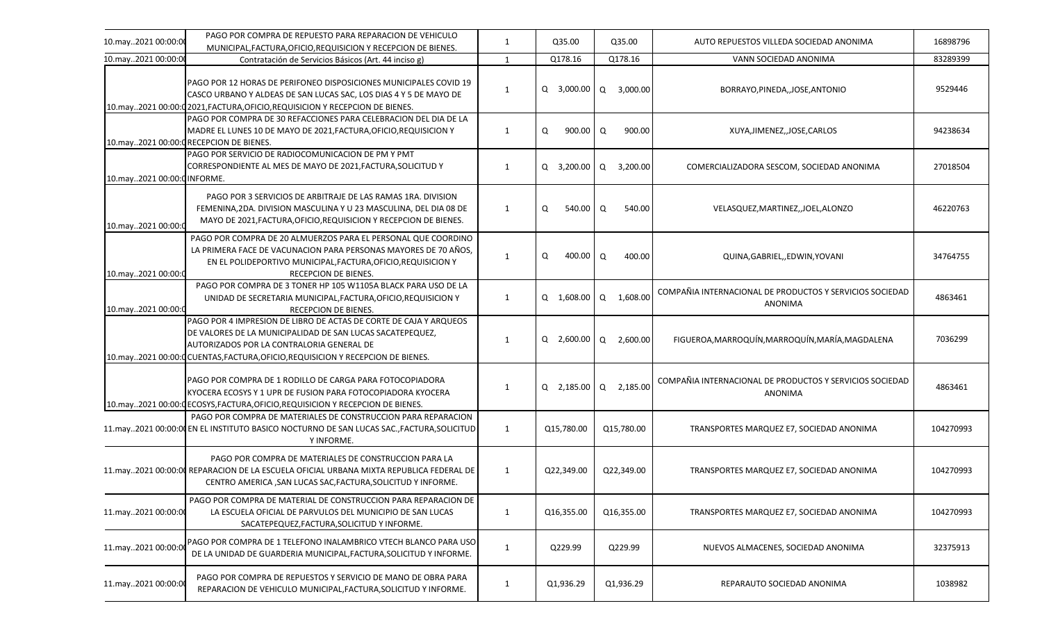| | | | | | | |
|---|---|---|---|---|---|---|
| 10.may..2021 00:00:00 | PAGO POR COMPRA DE REPUESTO PARA REPARACION DE VEHICULO MUNICIPAL,FACTURA,OFICIO,REQUISICION Y RECEPCION DE BIENES. | 1 | Q35.00 | Q35.00 | AUTO REPUESTOS VILLEDA SOCIEDAD ANONIMA | 16898796 |
| 10.may..2021 00:00:00 | Contratación de Servicios Básicos (Art. 44 inciso g) | 1 | Q178.16 | Q178.16 | VANN SOCIEDAD ANONIMA | 83289399 |
| 10.may..2021 00:00:00 | PAGO POR 12 HORAS DE PERIFONEO DISPOSICIONES MUNICIPALES COVID 19 CASCO URBANO Y ALDEAS DE SAN LUCAS SAC, LOS DIAS 4 Y 5 DE MAYO DE 2021,FACTURA,OFICIO,REQUISICION Y RECEPCION DE BIENES. | 1 | Q 3,000.00 | Q 3,000.00 | BORRAYO,PINEDA,,JOSE,ANTONIO | 9529446 |
| 10.may..2021 00:00:00 | PAGO POR COMPRA DE 30 REFACCIONES PARA CELEBRACION DEL DIA DE LA MADRE EL LUNES 10 DE MAYO DE 2021,FACTURA,OFICIO,REQUISICION Y RECEPCION DE BIENES. | 1 | Q 900.00 | Q 900.00 | XUYA,JIMENEZ,,JOSE,CARLOS | 94238634 |
| 10.may..2021 00:00:00 | PAGO POR SERVICIO DE RADIOCOMUNICACION DE PM Y PMT CORRESPONDIENTE AL MES DE MAYO DE 2021,FACTURA,SOLICITUD Y INFORME. | 1 | Q 3,200.00 | Q 3,200.00 | COMERCIALIZADORA SESCOM, SOCIEDAD ANONIMA | 27018504 |
| 10.may..2021 00:00:00 | PAGO POR 3 SERVICIOS DE ARBITRAJE DE LAS RAMAS 1RA. DIVISION FEMENINA,2DA. DIVISION MASCULINA Y U 23 MASCULINA, DEL DIA 08 DE MAYO DE 2021,FACTURA,OFICIO,REQUISICION Y RECEPCION DE BIENES. | 1 | Q 540.00 | Q 540.00 | VELASQUEZ,MARTINEZ,,JOEL,ALONZO | 46220763 |
| 10.may..2021 00:00:00 | PAGO POR COMPRA DE 20 ALMUERZOS PARA EL PERSONAL QUE COORDINO LA PRIMERA FACE DE VACUNACION PARA PERSONAS MAYORES DE 70 AÑOS, EN EL POLIDEPORTIVO MUNICIPAL,FACTURA,OFICIO,REQUISICION Y RECEPCION DE BIENES. | 1 | Q 400.00 | Q 400.00 | QUINA,GABRIEL,,EDWIN,YOVANI | 34764755 |
| 10.may..2021 00:00:00 | PAGO POR COMPRA DE 3 TONER HP 105 W1105A BLACK PARA USO DE LA UNIDAD DE SECRETARIA MUNICIPAL,FACTURA,OFICIO,REQUISICION Y RECEPCION DE BIENES. | 1 | Q 1,608.00 | Q 1,608.00 | COMPAÑIA INTERNACIONAL DE PRODUCTOS Y SERVICIOS SOCIEDAD ANONIMA | 4863461 |
| 10.may..2021 00:00:00 | PAGO POR 4 IMPRESION DE LIBRO DE ACTAS DE CORTE DE CAJA Y ARQUEOS DE VALORES DE LA MUNICIPALIDAD DE SAN LUCAS SACATEPEQUEZ, AUTORIZADOS POR LA CONTRALORIA GENERAL DE CUENTAS,FACTURA,OFICIO,REQUISICION Y RECEPCION DE BIENES. | 1 | Q 2,600.00 | Q 2,600.00 | FIGUEROA,MARROQUÍN,MARROQUÍN,MARÍA,MAGDALENA | 7036299 |
| 10.may..2021 00:00:00 | PAGO POR COMPRA DE 1 RODILLO DE CARGA PARA FOTOCOPIADORA KYOCERA ECOSYS Y 1 UPR DE FUSION PARA FOTOCOPIADORA KYOCERA ECOSYS,FACTURA,OFICIO,REQUISICION Y RECEPCION DE BIENES. | 1 | Q 2,185.00 | Q 2,185.00 | COMPAÑIA INTERNACIONAL DE PRODUCTOS Y SERVICIOS SOCIEDAD ANONIMA | 4863461 |
| 11.may..2021 00:00:00 | PAGO POR COMPRA DE MATERIALES DE CONSTRUCCION PARA REPARACION EN EL INSTITUTO BASICO NOCTURNO DE SAN LUCAS SAC.,FACTURA,SOLICITUD Y INFORME. | 1 | Q15,780.00 | Q15,780.00 | TRANSPORTES MARQUEZ E7, SOCIEDAD ANONIMA | 104270993 |
| 11.may..2021 00:00:00 | PAGO POR COMPRA DE MATERIALES DE CONSTRUCCION PARA LA REPARACION DE LA ESCUELA OFICIAL URBANA MIXTA REPUBLICA FEDERAL DE CENTRO AMERICA ,SAN LUCAS SAC,FACTURA,SOLICITUD Y INFORME. | 1 | Q22,349.00 | Q22,349.00 | TRANSPORTES MARQUEZ E7, SOCIEDAD ANONIMA | 104270993 |
| 11.may..2021 00:00:00 | PAGO POR COMPRA DE MATERIAL DE CONSTRUCCION PARA REPARACION DE LA ESCUELA OFICIAL DE PARVULOS DEL MUNICIPIO DE SAN LUCAS SACATEPEQUEZ,FACTURA,SOLICITUD Y INFORME. | 1 | Q16,355.00 | Q16,355.00 | TRANSPORTES MARQUEZ E7, SOCIEDAD ANONIMA | 104270993 |
| 11.may..2021 00:00:00 | PAGO POR COMPRA DE 1 TELEFONO INALAMBRICO VTECH BLANCO PARA USO DE LA UNIDAD DE GUARDERIA MUNICIPAL,FACTURA,SOLICITUD Y INFORME. | 1 | Q229.99 | Q229.99 | NUEVOS ALMACENES, SOCIEDAD ANONIMA | 32375913 |
| 11.may..2021 00:00:00 | PAGO POR COMPRA DE REPUESTOS Y SERVICIO DE MANO DE OBRA PARA REPARACION DE VEHICULO MUNICIPAL,FACTURA,SOLICITUD Y INFORME. | 1 | Q1,936.29 | Q1,936.29 | REPARAUTO SOCIEDAD ANONIMA | 1038982 |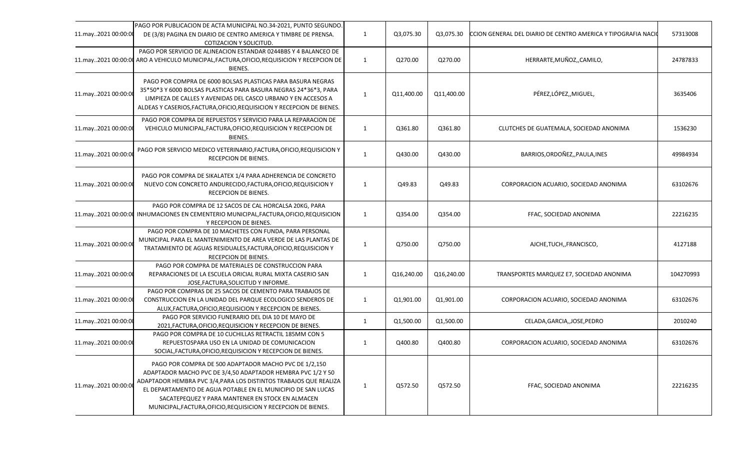| | | | | | | |
|---|---|---|---|---|---|---|
| 11.may..2021 00:00:0 | PAGO POR PUBLICACION DE ACTA MUNICIPAL NO.34-2021, PUNTO SEGUNDO. DE (3/8) PAGINA EN DIARIO DE CENTRO AMERICA Y TIMBRE DE PRENSA. COTIZACION Y SOLICITUD. | 1 | Q3,075.30 | Q3,075.30 | CCION GENERAL DEL DIARIO DE CENTRO AMERICA Y TIPOGRAFIA NACIO | 57313008 |
| 11.may..2021 00:00:0 | PAGO POR SERVICIO DE ALINEACION ESTANDAR 0244BBS Y 4 BALANCEO DE ARO A VEHICULO MUNICIPAL,FACTURA,OFICIO,REQUISICION Y RECEPCION DE BIENES. | 1 | Q270.00 | Q270.00 | HERRARTE,MUÑOZ,,CAMILO, | 24787833 |
| 11.may..2021 00:00:0 | PAGO POR COMPRA DE 6000 BOLSAS PLASTICAS PARA BASURA NEGRAS 35*50*3 Y 6000 BOLSAS PLASTICAS PARA BASURA NEGRAS 24*36*3, PARA LIMPIEZA DE CALLES Y AVENIDAS DEL CASCO URBANO Y EN ACCESOS A ALDEAS Y CASERIOS,FACTURA,OFICIO,REQUISICION Y RECEPCION DE BIENES. | 1 | Q11,400.00 | Q11,400.00 | PÉREZ,LÓPEZ,,MIGUEL, | 3635406 |
| 11.may..2021 00:00:0 | PAGO POR COMPRA DE REPUESTOS Y SERVICIO PARA LA REPARACION DE VEHICULO MUNICIPAL,FACTURA,OFICIO,REQUISICION Y RECEPCION DE BIENES. | 1 | Q361.80 | Q361.80 | CLUTCHES DE GUATEMALA, SOCIEDAD ANONIMA | 1536230 |
| 11.may..2021 00:00:0 | PAGO POR SERVICIO MEDICO VETERINARIO,FACTURA,OFICIO,REQUISICION Y RECEPCION DE BIENES. | 1 | Q430.00 | Q430.00 | BARRIOS,ORDOÑEZ,,PAULA,INES | 49984934 |
| 11.may..2021 00:00:0 | PAGO POR COMPRA DE SIKALATEX 1/4 PARA ADHERENCIA DE CONCRETO NUEVO CON CONCRETO ANDURECIDO,FACTURA,OFICIO,REQUISICION Y RECEPCION DE BIENES. | 1 | Q49.83 | Q49.83 | CORPORACION ACUARIO, SOCIEDAD ANONIMA | 63102676 |
| 11.may..2021 00:00:0 | PAGO POR COMPRA DE 12 SACOS DE CAL HORCALSA 20KG, PARA INHUMACIONES EN CEMENTERIO MUNICIPAL,FACTURA,OFICIO,REQUISICION Y RECEPCION DE BIENES. | 1 | Q354.00 | Q354.00 | FFAC, SOCIEDAD ANONIMA | 22216235 |
| 11.may..2021 00:00:0 | PAGO POR COMPRA DE 10 MACHETES CON FUNDA, PARA PERSONAL MUNICIPAL PARA EL MANTENIMIENTO DE AREA VERDE DE LAS PLANTAS DE TRATAMIENTO DE AGUAS RESIDUALES,FACTURA,OFICIO,REQUISICION Y RECEPCION DE BIENES. | 1 | Q750.00 | Q750.00 | AJCHE,TUCH,,FRANCISCO, | 4127188 |
| 11.may..2021 00:00:0 | PAGO POR COMPRA DE MATERIALES DE CONSTRUCCION PARA REPARACIONES DE LA ESCUELA ORICIAL RURAL MIXTA CASERIO SAN JOSE,FACTURA,SOLICITUD Y INFORME. | 1 | Q16,240.00 | Q16,240.00 | TRANSPORTES MARQUEZ E7, SOCIEDAD ANONIMA | 104270993 |
| 11.may..2021 00:00:0 | PAGO POR COMPRAS DE 25 SACOS DE CEMENTO PARA TRABAJOS DE CONSTRUCCION EN LA UNIDAD DEL PARQUE ECOLOGICO SENDEROS DE ALUX,FACTURA,OFICIO,REQUISICION Y RECEPCION DE BIENES. | 1 | Q1,901.00 | Q1,901.00 | CORPORACION ACUARIO, SOCIEDAD ANONIMA | 63102676 |
| 11.may..2021 00:00:0 | PAGO POR SERVICIO FUNERARIO DEL DIA 10 DE MAYO DE 2021,FACTURA,OFICIO,REQUISICION Y RECEPCION DE BIENES. | 1 | Q1,500.00 | Q1,500.00 | CELADA,GARCIA,,JOSE,PEDRO | 2010240 |
| 11.may..2021 00:00:0 | PAGO POR COMPRA DE 10 CUCHILLAS RETRACTIL 185MM CON 5 REPUESTOSPARA USO EN LA UNIDAD DE COMUNICACION SOCIAL,FACTURA,OFICIO,REQUISICION Y RECEPCION DE BIENES. | 1 | Q400.80 | Q400.80 | CORPORACION ACUARIO, SOCIEDAD ANONIMA | 63102676 |
| 11.may..2021 00:00:0 | PAGO POR COMPRA DE 500 ADAPTADOR MACHO PVC DE 1/2,150 ADAPTADOR MACHO PVC DE 3/4,50 ADAPTADOR HEMBRA PVC 1/2 Y 50 ADAPTADOR HEMBRA PVC 3/4,PARA LOS DISTINTOS TRABAJOS QUE REALIZA EL DEPARTAMENTO DE AGUA POTABLE EN EL MUNICIPIO DE SAN LUCAS SACATEPEQUEZ Y PARA MANTENER EN STOCK EN ALMACEN MUNICIPAL,FACTURA,OFICIO,REQUISICION Y RECEPCION DE BIENES. | 1 | Q572.50 | Q572.50 | FFAC, SOCIEDAD ANONIMA | 22216235 |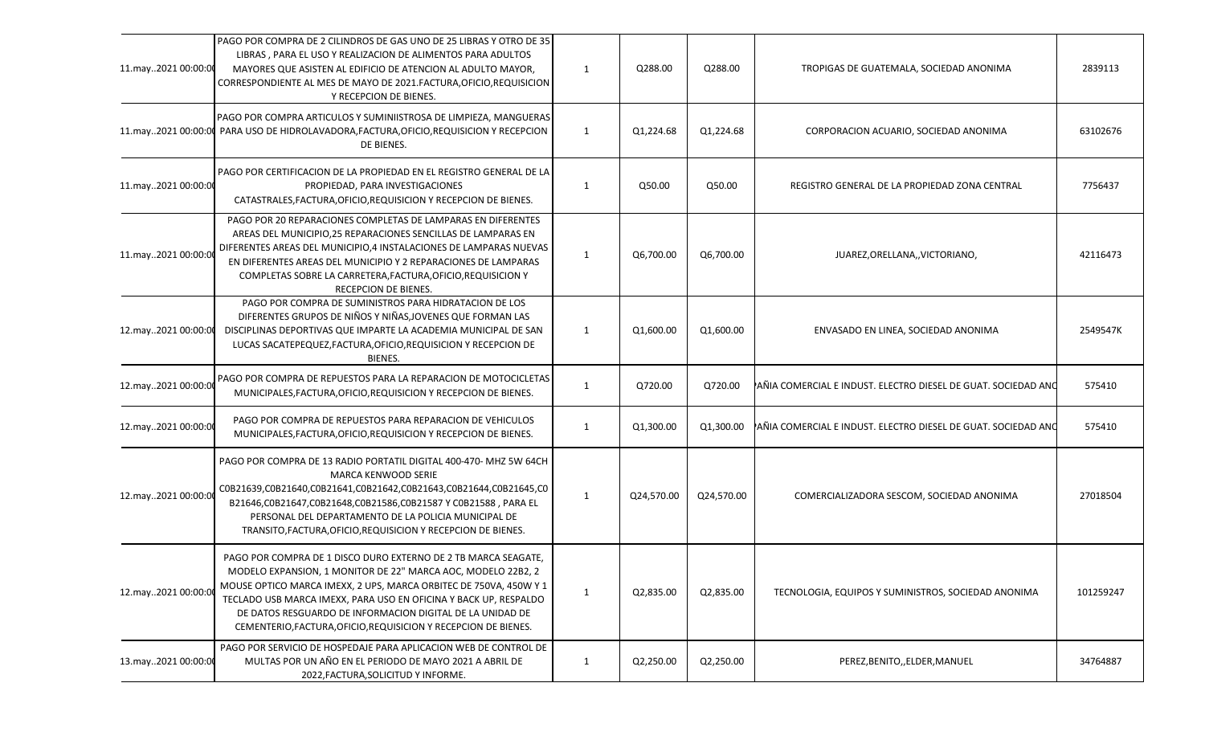| | | | | | | |
|---|---|---|---|---|---|---|
| 11.may..2021 00:00:0 | PAGO POR COMPRA DE 2 CILINDROS DE GAS UNO DE 25 LIBRAS Y OTRO DE 35 LIBRAS , PARA EL USO Y REALIZACION DE ALIMENTOS PARA ADULTOS MAYORES QUE ASISTEN AL EDIFICIO DE ATENCION AL ADULTO MAYOR, CORRESPONDIENTE AL MES DE MAYO DE 2021.FACTURA,OFICIO,REQUISICION Y RECEPCION DE BIENES. | 1 | Q288.00 | Q288.00 | TROPIGAS DE GUATEMALA, SOCIEDAD ANONIMA | 2839113 |
| 11.may..2021 00:00:0 | PAGO POR COMPRA ARTICULOS Y SUMINIISTROSA DE LIMPIEZA, MANGUERAS PARA USO DE HIDROLAVADORA,FACTURA,OFICIO,REQUISICION Y RECEPCION DE BIENES. | 1 | Q1,224.68 | Q1,224.68 | CORPORACION ACUARIO, SOCIEDAD ANONIMA | 63102676 |
| 11.may..2021 00:00:0 | PAGO POR CERTIFICACION DE LA PROPIEDAD EN EL REGISTRO GENERAL DE LA PROPIEDAD, PARA INVESTIGACIONES CATASTRALES,FACTURA,OFICIO,REQUISICION Y RECEPCION DE BIENES. | 1 | Q50.00 | Q50.00 | REGISTRO GENERAL DE LA PROPIEDAD ZONA CENTRAL | 7756437 |
| 11.may..2021 00:00:0 | PAGO POR 20 REPARACIONES COMPLETAS DE LAMPARAS EN DIFERENTES AREAS DEL MUNICIPIO,25 REPARACIONES SENCILLAS DE LAMPARAS EN DIFERENTES AREAS DEL MUNICIPIO,4 INSTALACIONES DE LAMPARAS NUEVAS EN DIFERENTES AREAS DEL MUNICIPIO Y 2 REPARACIONES DE LAMPARAS COMPLETAS SOBRE LA CARRETERA,FACTURA,OFICIO,REQUISICION Y RECEPCION DE BIENES. | 1 | Q6,700.00 | Q6,700.00 | JUAREZ,ORELLANA,,VICTORIANO, | 42116473 |
| 12.may..2021 00:00:0 | PAGO POR COMPRA DE SUMINISTROS PARA HIDRATACION DE LOS DIFERENTES GRUPOS DE NIÑOS Y NIÑAS,JOVENES QUE FORMAN LAS DISCIPLINAS DEPORTIVAS QUE IMPARTE LA ACADEMIA MUNICIPAL DE SAN LUCAS SACATEPEQUEZ,FACTURA,OFICIO,REQUISICION Y RECEPCION DE BIENES. | 1 | Q1,600.00 | Q1,600.00 | ENVASADO EN LINEA, SOCIEDAD ANONIMA | 2549547K |
| 12.may..2021 00:00:0 | PAGO POR COMPRA DE REPUESTOS PARA LA REPARACION DE MOTOCICLETAS MUNICIPALES,FACTURA,OFICIO,REQUISICION Y RECEPCION DE BIENES. | 1 | Q720.00 | Q720.00 | AÑIA COMERCIAL E INDUST. ELECTRO DIESEL DE GUAT. SOCIEDAD ANO | 575410 |
| 12.may..2021 00:00:0 | PAGO POR COMPRA DE REPUESTOS PARA REPARACION DE VEHICULOS MUNICIPALES,FACTURA,OFICIO,REQUISICION Y RECEPCION DE BIENES. | 1 | Q1,300.00 | Q1,300.00 | AÑIA COMERCIAL E INDUST. ELECTRO DIESEL DE GUAT. SOCIEDAD ANO | 575410 |
| 12.may..2021 00:00:0 | PAGO POR COMPRA DE 13 RADIO PORTATIL DIGITAL 400-470- MHZ 5W 64CH MARCA KENWOOD SERIE C0B21639,C0B21640,C0B21641,C0B21642,C0B21643,C0B21644,C0B21645,C0B21646,C0B21647,C0B21648,C0B21586,C0B21587 Y C0B21588 , PARA EL PERSONAL DEL DEPARTAMENTO DE LA POLICIA MUNICIPAL DE TRANSITO,FACTURA,OFICIO,REQUISICION Y RECEPCION DE BIENES. | 1 | Q24,570.00 | Q24,570.00 | COMERCIALIZADORA SESCOM, SOCIEDAD ANONIMA | 27018504 |
| 12.may..2021 00:00:0 | PAGO POR COMPRA DE 1 DISCO DURO EXTERNO DE 2 TB MARCA SEAGATE, MODELO EXPANSION, 1 MONITOR DE 22" MARCA AOC, MODELO 22B2, 2 MOUSE OPTICO MARCA IMEXX, 2 UPS, MARCA ORBITEC DE 750VA, 450W Y 1 TECLADO USB MARCA IMEXX, PARA USO EN OFICINA Y BACK UP, RESPALDO DE DATOS RESGUARDO DE INFORMACION DIGITAL DE LA UNIDAD DE CEMENTERIO,FACTURA,OFICIO,REQUISICION Y RECEPCION DE BIENES. | 1 | Q2,835.00 | Q2,835.00 | TECNOLOGIA, EQUIPOS Y SUMINISTROS, SOCIEDAD ANONIMA | 101259247 |
| 13.may..2021 00:00:0 | PAGO POR SERVICIO DE HOSPEDAJE PARA APLICACION WEB DE CONTROL DE MULTAS POR UN AÑO EN EL PERIODO DE MAYO 2021 A ABRIL DE 2022,FACTURA,SOLICITUD Y INFORME. | 1 | Q2,250.00 | Q2,250.00 | PEREZ,BENITO,,ELDER,MANUEL | 34764887 |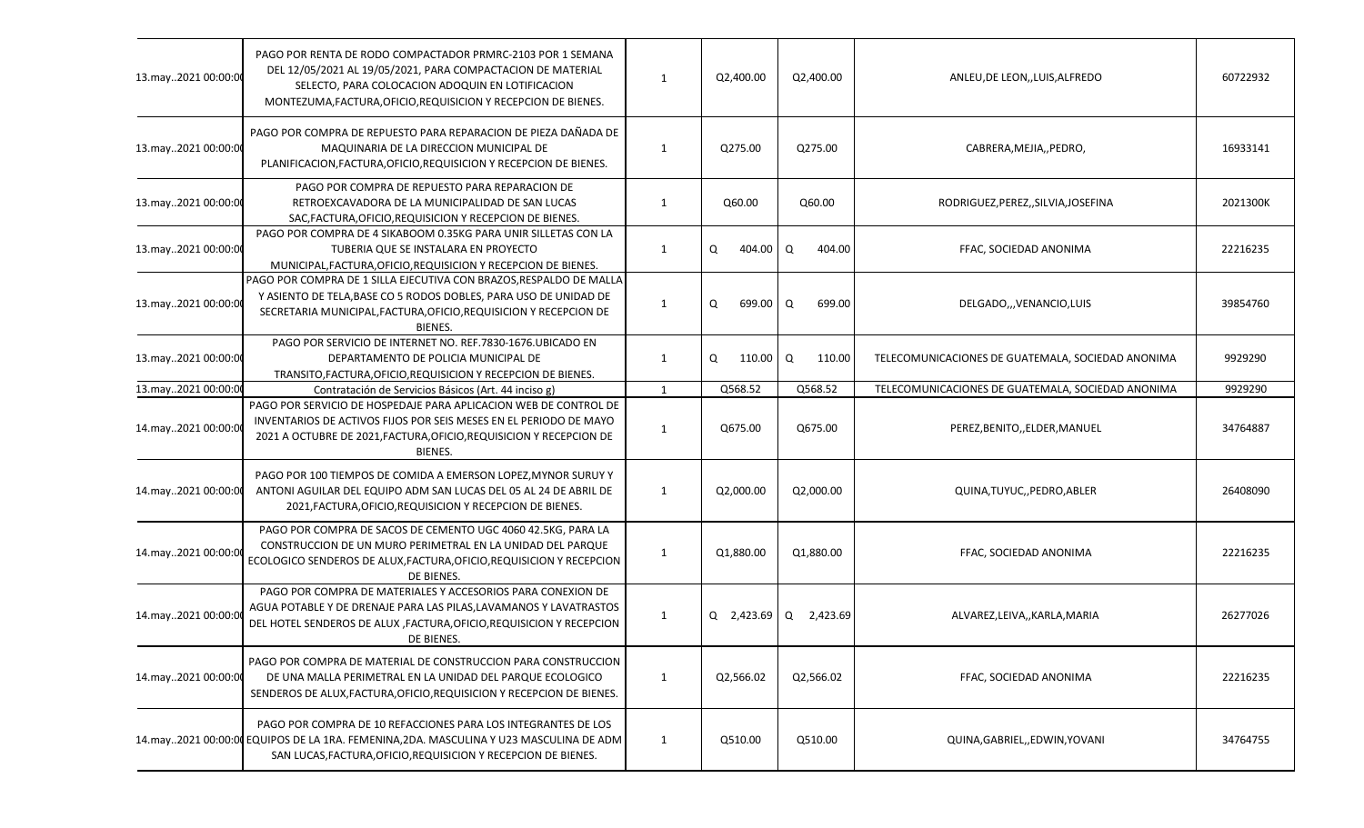| | | | | | | |
|---|---|---|---|---|---|---|
| 13.may..2021 00:00:00 | PAGO POR RENTA DE RODO COMPACTADOR PRMRC-2103 POR 1 SEMANA DEL 12/05/2021 AL 19/05/2021, PARA COMPACTACION DE MATERIAL SELECTO, PARA COLOCACION ADOQUIN EN LOTIFICACION MONTEZUMA,FACTURA,OFICIO,REQUISICION Y RECEPCION DE BIENES. | 1 | Q2,400.00 | Q2,400.00 | ANLEU,DE LEON,,LUIS,ALFREDO | 60722932 |
| 13.may..2021 00:00:00 | PAGO POR COMPRA DE REPUESTO PARA REPARACION DE PIEZA DAÑADA DE MAQUINARIA DE LA DIRECCION MUNICIPAL DE PLANIFICACION,FACTURA,OFICIO,REQUISICION Y RECEPCION DE BIENES. | 1 | Q275.00 | Q275.00 | CABRERA,MEJIA,,PEDRO, | 16933141 |
| 13.may..2021 00:00:00 | PAGO POR COMPRA DE REPUESTO PARA REPARACION DE RETROEXCAVADORA DE LA MUNICIPALIDAD DE SAN LUCAS SAC,FACTURA,OFICIO,REQUISICION Y RECEPCION DE BIENES. | 1 | Q60.00 | Q60.00 | RODRIGUEZ,PEREZ,,SILVIA,JOSEFINA | 2021300K |
| 13.may..2021 00:00:00 | PAGO POR COMPRA DE 4 SIKABOOM 0.35KG PARA UNIR SILLETAS CON LA TUBERIA QUE SE INSTALARA EN PROYECTO MUNICIPAL,FACTURA,OFICIO,REQUISICION Y RECEPCION DE BIENES. | 1 | Q 404.00 | Q 404.00 | FFAC, SOCIEDAD ANONIMA | 22216235 |
| 13.may..2021 00:00:00 | PAGO POR COMPRA DE 1 SILLA EJECUTIVA CON BRAZOS,RESPALDO DE MALLA Y ASIENTO DE TELA,BASE CO 5 RODOS DOBLES, PARA USO DE UNIDAD DE SECRETARIA MUNICIPAL,FACTURA,OFICIO,REQUISICION Y RECEPCION DE BIENES. | 1 | Q 699.00 | Q 699.00 | DELGADO,,,VENANCIO,LUIS | 39854760 |
| 13.may..2021 00:00:00 | PAGO POR SERVICIO DE INTERNET NO. REF.7830-1676.UBICADO EN DEPARTAMENTO DE POLICIA MUNICIPAL DE TRANSITO,FACTURA,OFICIO,REQUISICION Y RECEPCION DE BIENES. | 1 | Q 110.00 | Q 110.00 | TELECOMUNICACIONES DE GUATEMALA, SOCIEDAD ANONIMA | 9929290 |
| 13.may..2021 00:00:00 | Contratación de Servicios Básicos (Art. 44 inciso g) | 1 | Q568.52 | Q568.52 | TELECOMUNICACIONES DE GUATEMALA, SOCIEDAD ANONIMA | 9929290 |
| 14.may..2021 00:00:00 | PAGO POR SERVICIO DE HOSPEDAJE PARA APLICACION WEB DE CONTROL DE INVENTARIOS DE ACTIVOS FIJOS POR SEIS MESES EN EL PERIODO DE MAYO 2021 A OCTUBRE DE 2021,FACTURA,OFICIO,REQUISICION Y RECEPCION DE BIENES. | 1 | Q675.00 | Q675.00 | PEREZ,BENITO,,ELDER,MANUEL | 34764887 |
| 14.may..2021 00:00:00 | PAGO POR 100 TIEMPOS DE COMIDA A EMERSON LOPEZ,MYNOR SURUY Y ANTONI AGUILAR DEL EQUIPO ADM SAN LUCAS DEL 05 AL 24 DE ABRIL DE 2021,FACTURA,OFICIO,REQUISICION Y RECEPCION DE BIENES. | 1 | Q2,000.00 | Q2,000.00 | QUINA,TUYUC,,PEDRO,ABLER | 26408090 |
| 14.may..2021 00:00:00 | PAGO POR COMPRA DE SACOS DE CEMENTO UGC 4060 42.5KG, PARA LA CONSTRUCCION DE UN MURO PERIMETRAL EN LA UNIDAD DEL PARQUE ECOLOGICO SENDEROS DE ALUX,FACTURA,OFICIO,REQUISICION Y RECEPCION DE BIENES. | 1 | Q1,880.00 | Q1,880.00 | FFAC, SOCIEDAD ANONIMA | 22216235 |
| 14.may..2021 00:00:00 | PAGO POR COMPRA DE MATERIALES Y ACCESORIOS PARA CONEXION DE AGUA POTABLE Y DE DRENAJE PARA LAS PILAS,LAVAMANOS Y LAVATRASTOS DEL HOTEL SENDEROS DE ALUX ,FACTURA,OFICIO,REQUISICION Y RECEPCION DE BIENES. | 1 | Q 2,423.69 | Q 2,423.69 | ALVAREZ,LEIVA,,KARLA,MARIA | 26277026 |
| 14.may..2021 00:00:00 | PAGO POR COMPRA DE MATERIAL DE CONSTRUCCION PARA CONSTRUCCION DE UNA MALLA PERIMETRAL EN LA UNIDAD DEL PARQUE ECOLOGICO SENDEROS DE ALUX,FACTURA,OFICIO,REQUISICION Y RECEPCION DE BIENES. | 1 | Q2,566.02 | Q2,566.02 | FFAC, SOCIEDAD ANONIMA | 22216235 |
| 14.may..2021 00:00:00 | PAGO POR COMPRA DE 10 REFACCIONES PARA LOS INTEGRANTES DE LOS EQUIPOS DE LA 1RA. FEMENINA,2DA. MASCULINA Y U23 MASCULINA DE ADM SAN LUCAS,FACTURA,OFICIO,REQUISICION Y RECEPCION DE BIENES. | 1 | Q510.00 | Q510.00 | QUINA,GABRIEL,,EDWIN,YOVANI | 34764755 |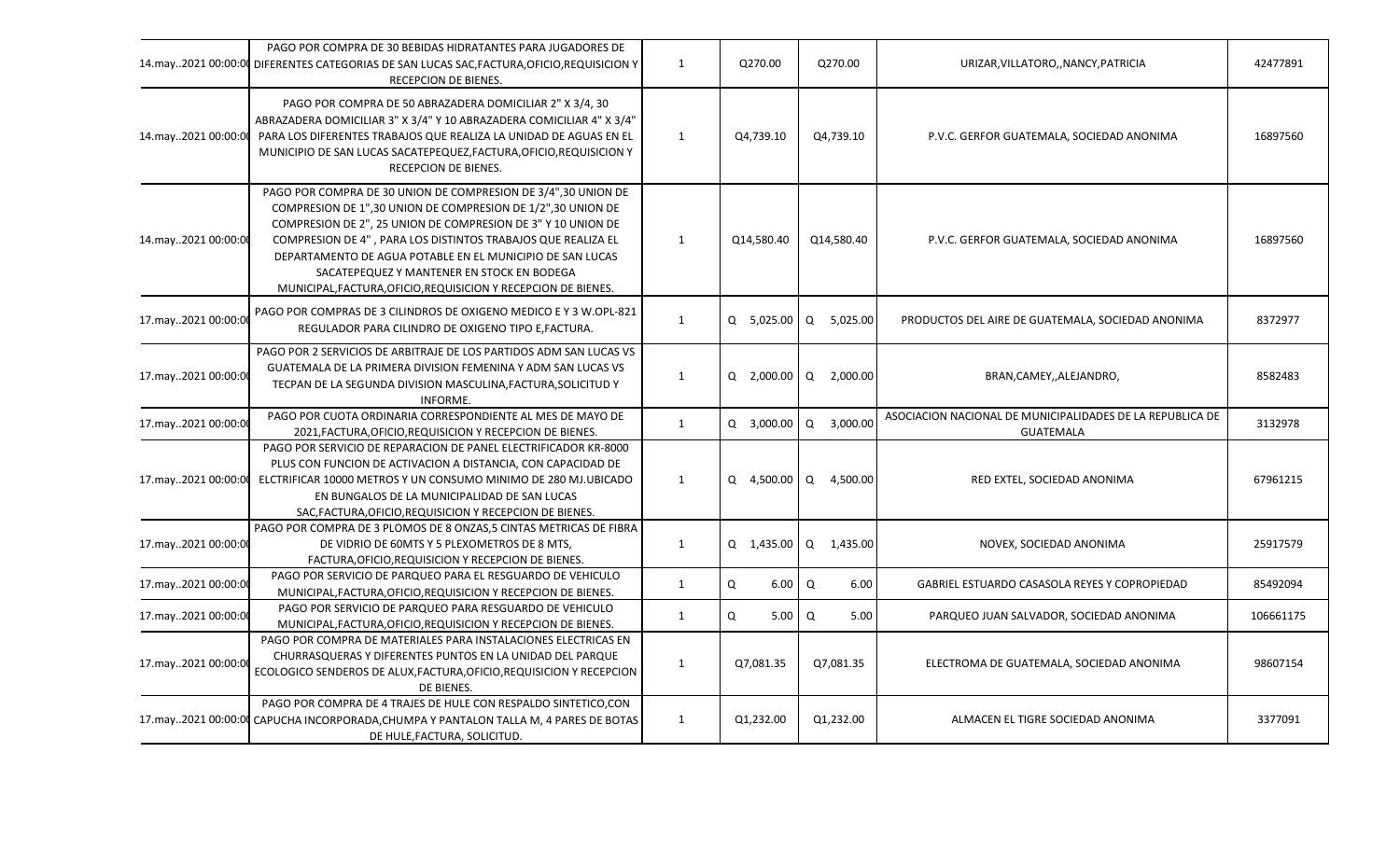| | | | | | | |
|---|---|---|---|---|---|---|
| 14.may..2021 00:00:00 | PAGO POR COMPRA DE 30 BEBIDAS HIDRATANTES PARA JUGADORES DE DIFERENTES CATEGORIAS DE SAN LUCAS SAC,FACTURA,OFICIO,REQUISICION Y RECEPCION DE BIENES. | 1 | Q270.00 | Q270.00 | URIZAR,VILLATORO,,NANCY,PATRICIA | 42477891 |
| 14.may..2021 00:00:00 | PAGO POR COMPRA DE 50 ABRAZADERA DOMICILIAR 2" X 3/4, 30 ABRAZADERA DOMICILIAR 3" X 3/4" Y 10 ABRAZADERA COMICILIAR 4" X 3/4" PARA LOS DIFERENTES TRABAJOS QUE REALIZA LA UNIDAD DE AGUAS EN EL MUNICIPIO DE SAN LUCAS SACATEPEQUEZ,FACTURA,OFICIO,REQUISICION Y RECEPCION DE BIENES. | 1 | Q4,739.10 | Q4,739.10 | P.V.C. GERFOR GUATEMALA, SOCIEDAD ANONIMA | 16897560 |
| 14.may..2021 00:00:00 | PAGO POR COMPRA DE 30 UNION DE COMPRESION DE 3/4",30 UNION DE COMPRESION DE 1",30 UNION DE COMPRESION DE 1/2",30 UNION DE COMPRESION DE 2", 25 UNION DE COMPRESION DE 3" Y 10 UNION DE COMPRESION DE 4" , PARA LOS DISTINTOS TRABAJOS QUE REALIZA EL DEPARTAMENTO DE AGUA POTABLE EN EL MUNICIPIO DE SAN LUCAS SACATEPEQUEZ Y MANTENER EN STOCK EN BODEGA MUNICIPAL,FACTURA,OFICIO,REQUISICION Y RECEPCION DE BIENES. | 1 | Q14,580.40 | Q14,580.40 | P.V.C. GERFOR GUATEMALA, SOCIEDAD ANONIMA | 16897560 |
| 17.may..2021 00:00:00 | PAGO POR COMPRAS DE 3 CILINDROS DE OXIGENO MEDICO E Y 3 W.OPL-821 REGULADOR PARA CILINDRO DE OXIGENO TIPO E,FACTURA. | 1 | Q 5,025.00 | Q 5,025.00 | PRODUCTOS DEL AIRE DE GUATEMALA, SOCIEDAD ANONIMA | 8372977 |
| 17.may..2021 00:00:00 | PAGO POR 2 SERVICIOS DE ARBITRAJE DE LOS PARTIDOS ADM SAN LUCAS VS GUATEMALA DE LA PRIMERA DIVISION FEMENINA Y ADM SAN LUCAS VS TECPAN DE LA SEGUNDA DIVISION MASCULINA,FACTURA,SOLICITUD Y INFORME. | 1 | Q 2,000.00 | Q 2,000.00 | BRAN,CAMEY,,ALEJANDRO, | 8582483 |
| 17.may..2021 00:00:00 | PAGO POR CUOTA ORDINARIA CORRESPONDIENTE AL MES DE MAYO DE 2021,FACTURA,OFICIO,REQUISICION Y RECEPCION DE BIENES. | 1 | Q 3,000.00 | Q 3,000.00 | ASOCIACION NACIONAL DE MUNICIPALIDADES DE LA REPUBLICA DE GUATEMALA | 3132978 |
| 17.may..2021 00:00:00 | PAGO POR SERVICIO DE REPARACION DE PANEL ELECTRIFICADOR KR-8000 PLUS CON FUNCION DE ACTIVACION A DISTANCIA, CON CAPACIDAD DE ELCTRIFICAR 10000 METROS Y UN CONSUMO MINIMO DE 280 MJ.UBICADO EN BUNGALOS DE LA MUNICIPALIDAD DE SAN LUCAS SAC,FACTURA,OFICIO,REQUISICION Y RECEPCION DE BIENES. | 1 | Q 4,500.00 | Q 4,500.00 | RED EXTEL, SOCIEDAD ANONIMA | 67961215 |
| 17.may..2021 00:00:00 | PAGO POR COMPRA DE 3 PLOMOS DE 8 ONZAS,5 CINTAS METRICAS DE FIBRA DE VIDRIO DE 60MTS Y 5 PLEXOMETROS DE 8 MTS, FACTURA,OFICIO,REQUISICION Y RECEPCION DE BIENES. | 1 | Q 1,435.00 | Q 1,435.00 | NOVEX, SOCIEDAD ANONIMA | 25917579 |
| 17.may..2021 00:00:00 | PAGO POR SERVICIO DE PARQUEO PARA EL RESGUARDO DE VEHICULO MUNICIPAL,FACTURA,OFICIO,REQUISICION Y RECEPCION DE BIENES. | 1 | Q 6.00 | Q 6.00 | GABRIEL ESTUARDO CASASOLA REYES Y COPROPIEDAD | 85492094 |
| 17.may..2021 00:00:00 | PAGO POR SERVICIO DE PARQUEO PARA RESGUARDO DE VEHICULO MUNICIPAL,FACTURA,OFICIO,REQUISICION Y RECEPCION DE BIENES. | 1 | Q 5.00 | Q 5.00 | PARQUEO JUAN SALVADOR, SOCIEDAD ANONIMA | 106661175 |
| 17.may..2021 00:00:00 | PAGO POR COMPRA DE MATERIALES PARA INSTALACIONES ELECTRICAS EN CHURRASQUERAS Y DIFERENTES PUNTOS EN LA UNIDAD DEL PARQUE ECOLOGICO SENDEROS DE ALUX,FACTURA,OFICIO,REQUISICION Y RECEPCION DE BIENES. | 1 | Q7,081.35 | Q7,081.35 | ELECTROMA DE GUATEMALA, SOCIEDAD ANONIMA | 98607154 |
| 17.may..2021 00:00:00 | PAGO POR COMPRA DE 4 TRAJES DE HULE CON RESPALDO SINTETICO,CON CAPUCHA INCORPORADA,CHUMPA Y PANTALON TALLA M, 4 PARES DE BOTAS DE HULE,FACTURA, SOLICITUD. | 1 | Q1,232.00 | Q1,232.00 | ALMACEN EL TIGRE SOCIEDAD ANONIMA | 3377091 |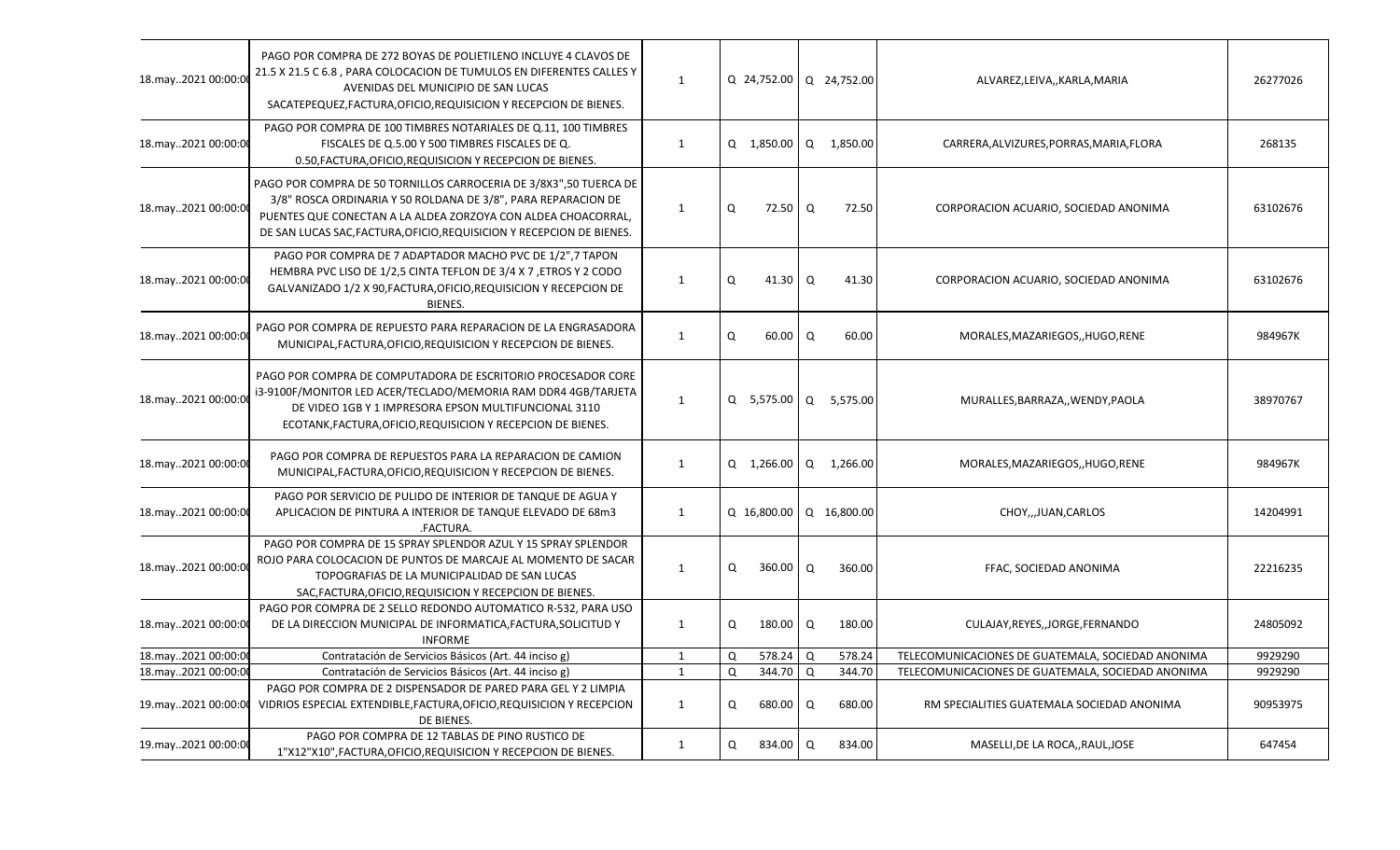| | | | | | | |
|---|---|---|---|---|---|---|
| 18.may..2021 00:00:00 | PAGO POR COMPRA DE 272 BOYAS DE POLIETILENO INCLUYE 4 CLAVOS DE 21.5 X 21.5 C 6.8 , PARA COLOCACION DE TUMULOS EN DIFERENTES CALLES Y AVENIDAS DEL MUNICIPIO DE SAN LUCAS SACATEPEQUEZ,FACTURA,OFICIO,REQUISICION Y RECEPCION DE BIENES. | 1 | Q 24,752.00 | Q 24,752.00 | ALVAREZ,LEIVA,,KARLA,MARIA | 26277026 |
| 18.may..2021 00:00:00 | PAGO POR COMPRA DE 100 TIMBRES NOTARIALES DE Q.11, 100 TIMBRES FISCALES DE Q.5.00 Y 500 TIMBRES FISCALES DE Q. 0.50,FACTURA,OFICIO,REQUISICION Y RECEPCION DE BIENES. | 1 | Q 1,850.00 | Q 1,850.00 | CARRERA,ALVIZURES,PORRAS,MARIA,FLORA | 268135 |
| 18.may..2021 00:00:00 | PAGO POR COMPRA DE 50 TORNILLOS CARROCERIA DE 3/8X3",50 TUERCA DE 3/8" ROSCA ORDINARIA Y 50 ROLDANA DE 3/8", PARA REPARACION DE PUENTES QUE CONECTAN A LA ALDEA ZORZOYA CON ALDEA CHOACORRAL, DE SAN LUCAS SAC,FACTURA,OFICIO,REQUISICION Y RECEPCION DE BIENES. | 1 | Q 72.50 | Q 72.50 | CORPORACION ACUARIO, SOCIEDAD ANONIMA | 63102676 |
| 18.may..2021 00:00:00 | PAGO POR COMPRA DE 7 ADAPTADOR MACHO PVC DE 1/2",7 TAPON HEMBRA PVC LISO DE 1/2,5 CINTA TEFLON DE 3/4 X 7 ,ETROS Y 2 CODO GALVANIZADO 1/2 X 90,FACTURA,OFICIO,REQUISICION Y RECEPCION DE BIENES. | 1 | Q 41.30 | Q 41.30 | CORPORACION ACUARIO, SOCIEDAD ANONIMA | 63102676 |
| 18.may..2021 00:00:00 | PAGO POR COMPRA DE REPUESTO PARA REPARACION DE LA ENGRASADORA MUNICIPAL,FACTURA,OFICIO,REQUISICION Y RECEPCION DE BIENES. | 1 | Q 60.00 | Q 60.00 | MORALES,MAZARIEGOS,,HUGO,RENE | 984967K |
| 18.may..2021 00:00:00 | PAGO POR COMPRA DE COMPUTADORA DE ESCRITORIO PROCESADOR CORE i3-9100F/MONITOR LED ACER/TECLADO/MEMORIA RAM DDR4 4GB/TARJETA DE VIDEO 1GB Y 1 IMPRESORA EPSON MULTIFUNCIONAL 3110 ECOTANK,FACTURA,OFICIO,REQUISICION Y RECEPCION DE BIENES. | 1 | Q 5,575.00 | Q 5,575.00 | MURALLES,BARRAZA,,WENDY,PAOLA | 38970767 |
| 18.may..2021 00:00:00 | PAGO POR COMPRA DE REPUESTOS PARA LA REPARACION DE CAMION MUNICIPAL,FACTURA,OFICIO,REQUISICION Y RECEPCION DE BIENES. | 1 | Q 1,266.00 | Q 1,266.00 | MORALES,MAZARIEGOS,,HUGO,RENE | 984967K |
| 18.may..2021 00:00:00 | PAGO POR SERVICIO DE PULIDO DE INTERIOR DE TANQUE DE AGUA Y APLICACION DE PINTURA A INTERIOR DE TANQUE ELEVADO DE 68m3 .FACTURA. | 1 | Q 16,800.00 | Q 16,800.00 | CHOY,,,JUAN,CARLOS | 14204991 |
| 18.may..2021 00:00:00 | PAGO POR COMPRA DE 15 SPRAY SPLENDOR AZUL Y 15 SPRAY SPLENDOR ROJO PARA COLOCACION DE PUNTOS DE MARCAJE AL MOMENTO DE SACAR TOPOGRAFIAS DE LA MUNICIPALIDAD DE SAN LUCAS SAC,FACTURA,OFICIO,REQUISICION Y RECEPCION DE BIENES. | 1 | Q 360.00 | Q 360.00 | FFAC, SOCIEDAD ANONIMA | 22216235 |
| 18.may..2021 00:00:00 | PAGO POR COMPRA DE 2 SELLO REDONDO AUTOMATICO R-532, PARA USO DE LA DIRECCION MUNICIPAL DE INFORMATICA,FACTURA,SOLICITUD Y INFORME | 1 | Q 180.00 | Q 180.00 | CULAJAY,REYES,,JORGE,FERNANDO | 24805092 |
| 18.may..2021 00:00:00 | Contratación de Servicios Básicos (Art. 44 inciso g) | 1 | Q 578.24 | Q 578.24 | TELECOMUNICACIONES DE GUATEMALA, SOCIEDAD ANONIMA | 9929290 |
| 18.may..2021 00:00:00 | Contratación de Servicios Básicos (Art. 44 inciso g) | 1 | Q 344.70 | Q 344.70 | TELECOMUNICACIONES DE GUATEMALA, SOCIEDAD ANONIMA | 9929290 |
| 19.may..2021 00:00:00 | PAGO POR COMPRA DE 2 DISPENSADOR DE PARED PARA GEL Y 2 LIMPIA VIDRIOS ESPECIAL EXTENDIBLE,FACTURA,OFICIO,REQUISICION Y RECEPCION DE BIENES. | 1 | Q 680.00 | Q 680.00 | RM SPECIALITIES GUATEMALA SOCIEDAD ANONIMA | 90953975 |
| 19.may..2021 00:00:00 | PAGO POR COMPRA DE 12 TABLAS DE PINO RUSTICO DE 1"X12"X10",FACTURA,OFICIO,REQUISICION Y RECEPCION DE BIENES. | 1 | Q 834.00 | Q 834.00 | MASELLI,DE LA ROCA,,RAUL,JOSE | 647454 |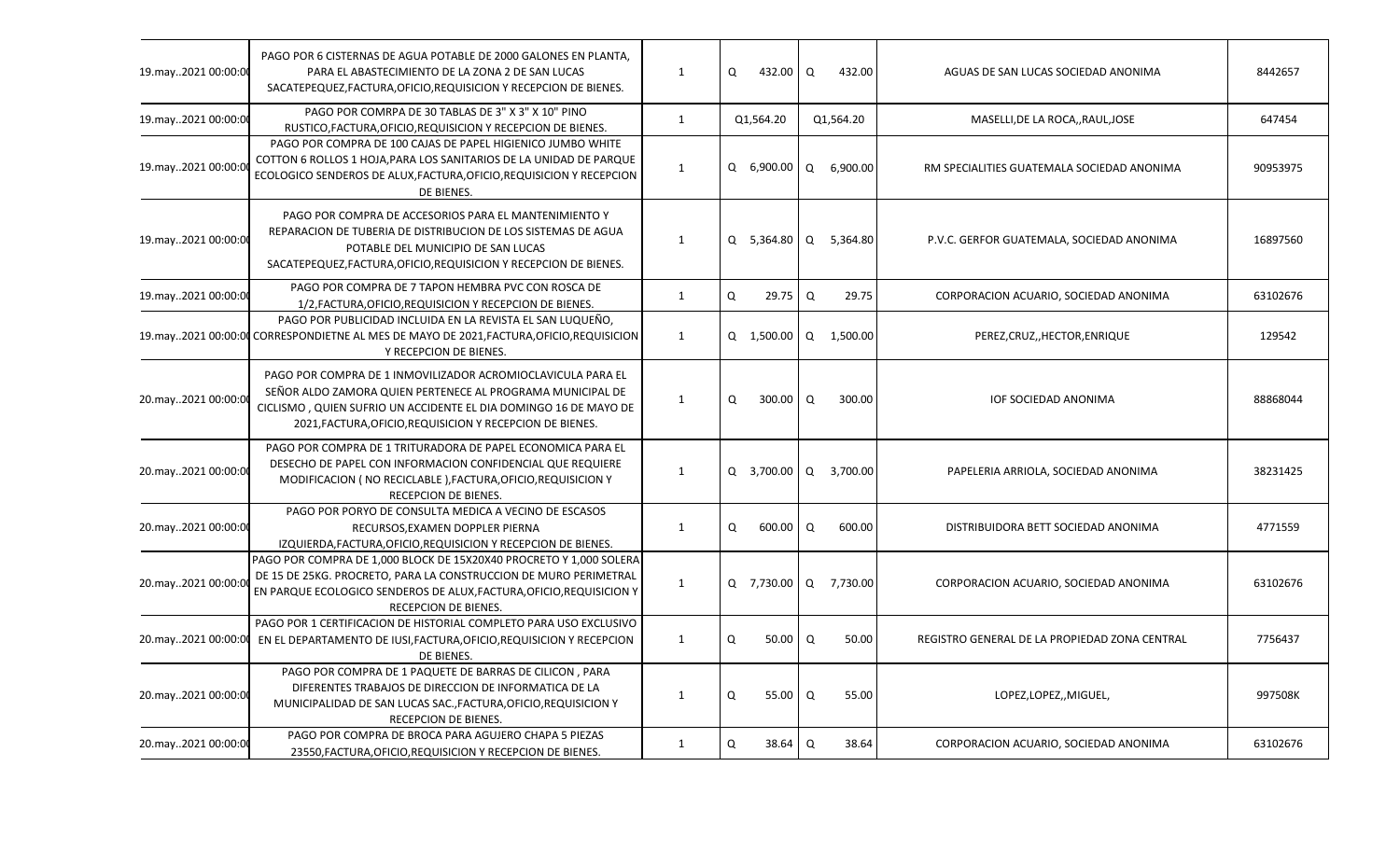| | | | | | | |
|---|---|---|---|---|---|---|
| 19.may..2021 00:00:0 | PAGO POR 6 CISTERNAS DE AGUA POTABLE DE 2000 GALONES EN PLANTA, PARA EL ABASTECIMIENTO DE LA ZONA 2 DE SAN LUCAS SACATEPEQUEZ,FACTURA,OFICIO,REQUISICION Y RECEPCION DE BIENES. | 1 | Q 432.00 | Q 432.00 | AGUAS DE SAN LUCAS SOCIEDAD ANONIMA | 8442657 |
| 19.may..2021 00:00:0 | PAGO POR COMRPA DE 30 TABLAS DE 3" X 3" X 10" PINO RUSTICO,FACTURA,OFICIO,REQUISICION Y RECEPCION DE BIENES. | 1 | Q1,564.20 | Q1,564.20 | MASELLI,DE LA ROCA,,RAUL,JOSE | 647454 |
| 19.may..2021 00:00:0 | PAGO POR COMPRA DE 100 CAJAS DE PAPEL HIGIENICO JUMBO WHITE COTTON 6 ROLLOS 1 HOJA,PARA LOS SANITARIOS DE LA UNIDAD DE PARQUE ECOLOGICO SENDEROS DE ALUX,FACTURA,OFICIO,REQUISICION Y RECEPCION DE BIENES. | 1 | Q 6,900.00 | Q 6,900.00 | RM SPECIALITIES GUATEMALA SOCIEDAD ANONIMA | 90953975 |
| 19.may..2021 00:00:0 | PAGO POR COMPRA DE ACCESORIOS PARA EL MANTENIMIENTO Y REPARACION DE TUBERIA DE DISTRIBUCION DE LOS SISTEMAS DE AGUA POTABLE DEL MUNICIPIO DE SAN LUCAS SACATEPEQUEZ,FACTURA,OFICIO,REQUISICION Y RECEPCION DE BIENES. | 1 | Q 5,364.80 | Q 5,364.80 | P.V.C. GERFOR GUATEMALA, SOCIEDAD ANONIMA | 16897560 |
| 19.may..2021 00:00:0 | PAGO POR COMPRA DE 7 TAPON HEMBRA PVC CON ROSCA DE 1/2,FACTURA,OFICIO,REQUISICION Y RECEPCION DE BIENES. | 1 | Q 29.75 | Q 29.75 | CORPORACION ACUARIO, SOCIEDAD ANONIMA | 63102676 |
| 19.may..2021 00:00:0 | PAGO POR PUBLICIDAD INCLUIDA EN LA REVISTA EL SAN LUQUEÑO, CORRESPONDIETNE AL MES DE MAYO DE 2021,FACTURA,OFICIO,REQUISICION Y RECEPCION DE BIENES. | 1 | Q 1,500.00 | Q 1,500.00 | PEREZ,CRUZ,,HECTOR,ENRIQUE | 129542 |
| 20.may..2021 00:00:0 | PAGO POR COMPRA DE 1 INMOVILIZADOR ACROMIOCLAVICULA PARA EL SEÑOR ALDO ZAMORA QUIEN PERTENECE AL PROGRAMA MUNICIPAL DE CICLISMO , QUIEN SUFRIO UN ACCIDENTE EL DIA DOMINGO 16 DE MAYO DE 2021,FACTURA,OFICIO,REQUISICION Y RECEPCION DE BIENES. | 1 | Q 300.00 | Q 300.00 | IOF SOCIEDAD ANONIMA | 88868044 |
| 20.may..2021 00:00:0 | PAGO POR COMPRA DE 1 TRITURADORA DE PAPEL ECONOMICA PARA EL DESECHO DE PAPEL CON INFORMACION CONFIDENCIAL QUE REQUIERE MODIFICACION ( NO RECICLABLE ),FACTURA,OFICIO,REQUISICION Y RECEPCION DE BIENES. | 1 | Q 3,700.00 | Q 3,700.00 | PAPELERIA ARRIOLA, SOCIEDAD ANONIMA | 38231425 |
| 20.may..2021 00:00:0 | PAGO POR PORYO DE CONSULTA MEDICA A VECINO DE ESCASOS RECURSOS,EXAMEN DOPPLER PIERNA IZQUIERDA,FACTURA,OFICIO,REQUISICION Y RECEPCION DE BIENES. | 1 | Q 600.00 | Q 600.00 | DISTRIBUIDORA BETT SOCIEDAD ANONIMA | 4771559 |
| 20.may..2021 00:00:0 | PAGO POR COMPRA DE 1,000 BLOCK DE 15X20X40 PROCRETO Y 1,000 SOLERA DE 15 DE 25KG. PROCRETO, PARA LA CONSTRUCCION DE MURO PERIMETRAL EN PARQUE ECOLOGICO SENDEROS DE ALUX,FACTURA,OFICIO,REQUISICION Y RECEPCION DE BIENES. | 1 | Q 7,730.00 | Q 7,730.00 | CORPORACION ACUARIO, SOCIEDAD ANONIMA | 63102676 |
| 20.may..2021 00:00:0 | PAGO POR 1 CERTIFICACION DE HISTORIAL COMPLETO PARA USO EXCLUSIVO EN EL DEPARTAMENTO DE IUSI,FACTURA,OFICIO,REQUISICION Y RECEPCION DE BIENES. | 1 | Q 50.00 | Q 50.00 | REGISTRO GENERAL DE LA PROPIEDAD ZONA CENTRAL | 7756437 |
| 20.may..2021 00:00:0 | PAGO POR COMPRA DE 1 PAQUETE DE BARRAS DE CILICON , PARA DIFERENTES TRABAJOS DE DIRECCION DE INFORMATICA DE LA MUNICIPALIDAD DE SAN LUCAS SAC.,FACTURA,OFICIO,REQUISICION Y RECEPCION DE BIENES. | 1 | Q 55.00 | Q 55.00 | LOPEZ,LOPEZ,,MIGUEL, | 997508K |
| 20.may..2021 00:00:0 | PAGO POR COMPRA DE BROCA PARA AGUJERO CHAPA 5 PIEZAS 23550,FACTURA,OFICIO,REQUISICION Y RECEPCION DE BIENES. | 1 | Q 38.64 | Q 38.64 | CORPORACION ACUARIO, SOCIEDAD ANONIMA | 63102676 |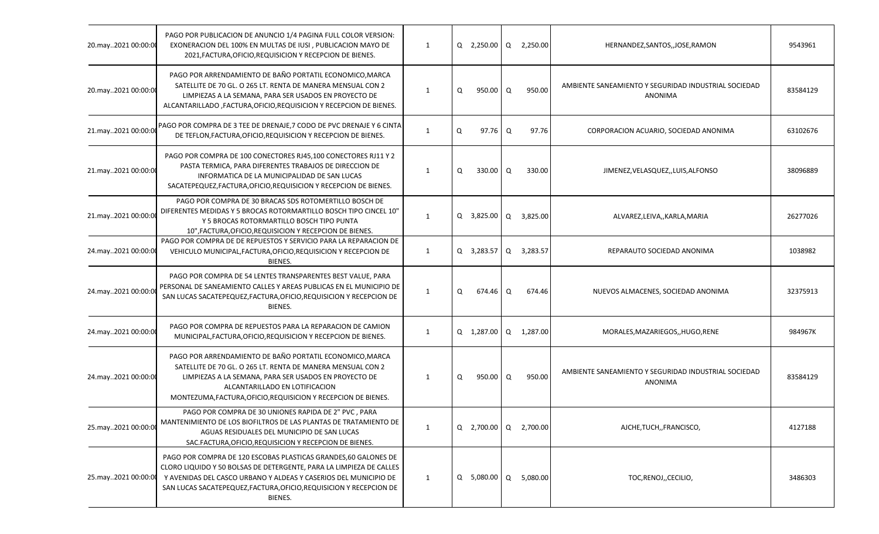| | | | | | | |
|---|---|---|---|---|---|---|
| 20.may..2021 00:00:00 | PAGO POR PUBLICACION DE ANUNCIO 1/4 PAGINA FULL COLOR VERSION: EXONERACION DEL 100% EN MULTAS DE IUSI , PUBLICACION MAYO DE 2021,FACTURA,OFICIO,REQUISICION Y RECEPCION DE BIENES. | 1 | Q 2,250.00 | Q 2,250.00 | HERNANDEZ,SANTOS,,JOSE,RAMON | 9543961 |
| 20.may..2021 00:00:00 | PAGO POR ARRENDAMIENTO DE BAÑO PORTATIL ECONOMICO,MARCA SATELLITE DE 70 GL. O 265 LT. RENTA DE MANERA MENSUAL CON 2 LIMPIEZAS A LA SEMANA, PARA SER USADOS EN PROYECTO DE ALCANTARILLADO ,FACTURA,OFICIO,REQUISICION Y RECEPCION DE BIENES. | 1 | Q 950.00 | Q 950.00 | AMBIENTE SANEAMIENTO Y SEGURIDAD INDUSTRIAL SOCIEDAD ANONIMA | 83584129 |
| 21.may..2021 00:00:00 | PAGO POR COMPRA DE 3 TEE DE DRENAJE,7 CODO DE PVC DRENAJE Y 6 CINTA DE TEFLON,FACTURA,OFICIO,REQUISICION Y RECEPCION DE BIENES. | 1 | Q 97.76 | Q 97.76 | CORPORACION ACUARIO, SOCIEDAD ANONIMA | 63102676 |
| 21.may..2021 00:00:00 | PAGO POR COMPRA DE 100 CONECTORES RJ45,100 CONECTORES RJ11 Y 2 PASTA TERMICA, PARA DIFERENTES TRABAJOS DE DIRECCION DE INFORMATICA DE LA MUNICIPALIDAD DE SAN LUCAS SACATEPEQUEZ,FACTURA,OFICIO,REQUISICION Y RECEPCION DE BIENES. | 1 | Q 330.00 | Q 330.00 | JIMENEZ,VELASQUEZ,,LUIS,ALFONSO | 38096889 |
| 21.may..2021 00:00:00 | PAGO POR COMPRA DE 30 BRACAS SDS ROTOMERTILLO BOSCH DE DIFERENTES MEDIDAS Y 5 BROCAS ROTORMARTILLO BOSCH TIPO CINCEL 10" Y 5 BROCAS ROTORMARTILLO BOSCH TIPO PUNTA 10",FACTURA,OFICIO,REQUISICION Y RECEPCION DE BIENES. | 1 | Q 3,825.00 | Q 3,825.00 | ALVAREZ,LEIVA,,KARLA,MARIA | 26277026 |
| 24.may..2021 00:00:00 | PAGO POR COMPRA DE DE REPUESTOS Y SERVICIO PARA LA REPARACION DE VEHICULO MUNICIPAL,FACTURA,OFICIO,REQUISICION Y RECEPCION DE BIENES. | 1 | Q 3,283.57 | Q 3,283.57 | REPARAUTO SOCIEDAD ANONIMA | 1038982 |
| 24.may..2021 00:00:00 | PAGO POR COMPRA DE 54 LENTES TRANSPARENTES BEST VALUE, PARA PERSONAL DE SANEAMIENTO CALLES Y AREAS PUBLICAS EN EL MUNICIPIO DE SAN LUCAS SACATEPEQUEZ,FACTURA,OFICIO,REQUISICION Y RECEPCION DE BIENES. | 1 | Q 674.46 | Q 674.46 | NUEVOS ALMACENES, SOCIEDAD ANONIMA | 32375913 |
| 24.may..2021 00:00:00 | PAGO POR COMPRA DE REPUESTOS PARA LA REPARACION DE CAMION MUNICIPAL,FACTURA,OFICIO,REQUISICION Y RECEPCION DE BIENES. | 1 | Q 1,287.00 | Q 1,287.00 | MORALES,MAZARIEGOS,,HUGO,RENE | 984967K |
| 24.may..2021 00:00:00 | PAGO POR ARRENDAMIENTO DE BAÑO PORTATIL ECONOMICO,MARCA SATELLITE DE 70 GL. O 265 LT. RENTA DE MANERA MENSUAL CON 2 LIMPIEZAS A LA SEMANA, PARA SER USADOS EN PROYECTO DE ALCANTARILLADO EN LOTIFICACION MONTEZUMA,FACTURA,OFICIO,REQUISICION Y RECEPCION DE BIENES. | 1 | Q 950.00 | Q 950.00 | AMBIENTE SANEAMIENTO Y SEGURIDAD INDUSTRIAL SOCIEDAD ANONIMA | 83584129 |
| 25.may..2021 00:00:00 | PAGO POR COMPRA DE 30 UNIONES RAPIDA DE 2" PVC , PARA MANTENIMIENTO DE LOS BIOFILTROS DE LAS PLANTAS DE TRATAMIENTO DE AGUAS RESIDUALES DEL MUNICIPIO DE SAN LUCAS SAC.FACTURA,OFICIO,REQUISICION Y RECEPCION DE BIENES. | 1 | Q 2,700.00 | Q 2,700.00 | AJCHE,TUCH,,FRANCISCO, | 4127188 |
| 25.may..2021 00:00:00 | PAGO POR COMPRA DE 120 ESCOBAS PLASTICAS GRANDES,60 GALONES DE CLORO LIQUIDO Y 50 BOLSAS DE DETERGENTE, PARA LA LIMPIEZA DE CALLES Y AVENIDAS DEL CASCO URBANO Y ALDEAS Y CASERIOS DEL MUNICIPIO DE SAN LUCAS SACATEPEQUEZ,FACTURA,OFICIO,REQUISICION Y RECEPCION DE BIENES. | 1 | Q 5,080.00 | Q 5,080.00 | TOC,RENOJ,,CECILIO, | 3486303 |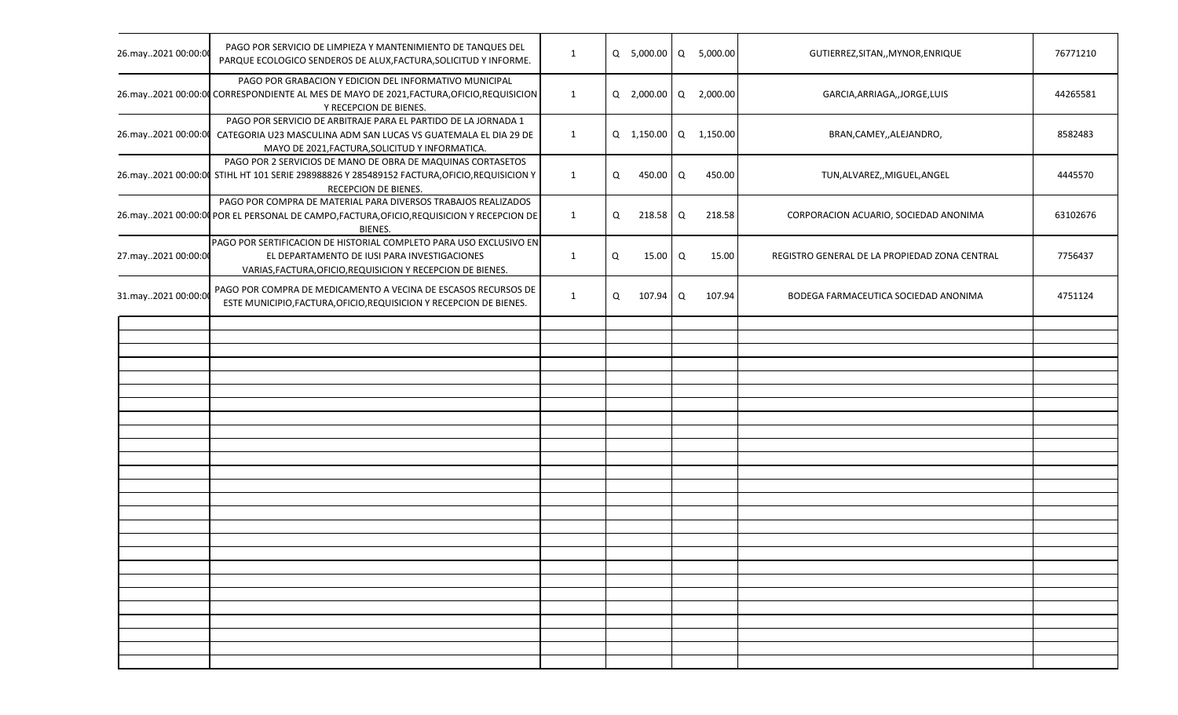| | | | | | | |
|---|---|---|---|---|---|---|
| 26.may..2021 00:00:00 | PAGO POR SERVICIO DE LIMPIEZA Y MANTENIMIENTO DE TANQUES DEL PARQUE ECOLOGICO SENDEROS DE ALUX,FACTURA,SOLICITUD Y INFORME. | 1 | Q 5,000.00 | Q 5,000.00 | GUTIERREZ,SITAN,,MYNOR,ENRIQUE | 76771210 |
| 26.may..2021 00:00:00 | PAGO POR GRABACION Y EDICION DEL INFORMATIVO MUNICIPAL CORRESPONDIENTE AL MES DE MAYO DE 2021,FACTURA,OFICIO,REQUISICION Y RECEPCION DE BIENES. | 1 | Q 2,000.00 | Q 2,000.00 | GARCIA,ARRIAGA,,JORGE,LUIS | 44265581 |
| 26.may..2021 00:00:00 | PAGO POR SERVICIO DE ARBITRAJE PARA EL PARTIDO DE LA JORNADA 1 CATEGORIA U23 MASCULINA ADM SAN LUCAS VS GUATEMALA EL DIA 29 DE MAYO DE 2021,FACTURA,SOLICITUD Y INFORMATICA. | 1 | Q 1,150.00 | Q 1,150.00 | BRAN,CAMEY,,ALEJANDRO, | 8582483 |
| 26.may..2021 00:00:00 | PAGO POR 2 SERVICIOS DE MANO DE OBRA DE MAQUINAS CORTASETOS STIHL HT 101 SERIE 298988826 Y 285489152 FACTURA,OFICIO,REQUISICION Y RECEPCION DE BIENES. | 1 | Q 450.00 | Q 450.00 | TUN,ALVAREZ,,MIGUEL,ANGEL | 4445570 |
| 26.may..2021 00:00:00 | PAGO POR COMPRA DE MATERIAL PARA DIVERSOS TRABAJOS REALIZADOS POR EL PERSONAL DE CAMPO,FACTURA,OFICIO,REQUISICION Y RECEPCION DE BIENES. | 1 | Q 218.58 | Q 218.58 | CORPORACION ACUARIO, SOCIEDAD ANONIMA | 63102676 |
| 27.may..2021 00:00:00 | PAGO POR SERTIFICACION DE HISTORIAL COMPLETO PARA USO EXCLUSIVO EN EL DEPARTAMENTO DE IUSI PARA INVESTIGACIONES VARIAS,FACTURA,OFICIO,REQUISICION Y RECEPCION DE BIENES. | 1 | Q 15.00 | Q 15.00 | REGISTRO GENERAL DE LA PROPIEDAD ZONA CENTRAL | 7756437 |
| 31.may..2021 00:00:00 | PAGO POR COMPRA DE MEDICAMENTO A VECINA DE ESCASOS RECURSOS DE ESTE MUNICIPIO,FACTURA,OFICIO,REQUISICION Y RECEPCION DE BIENES. | 1 | Q 107.94 | Q 107.94 | BODEGA FARMACEUTICA SOCIEDAD ANONIMA | 4751124 |